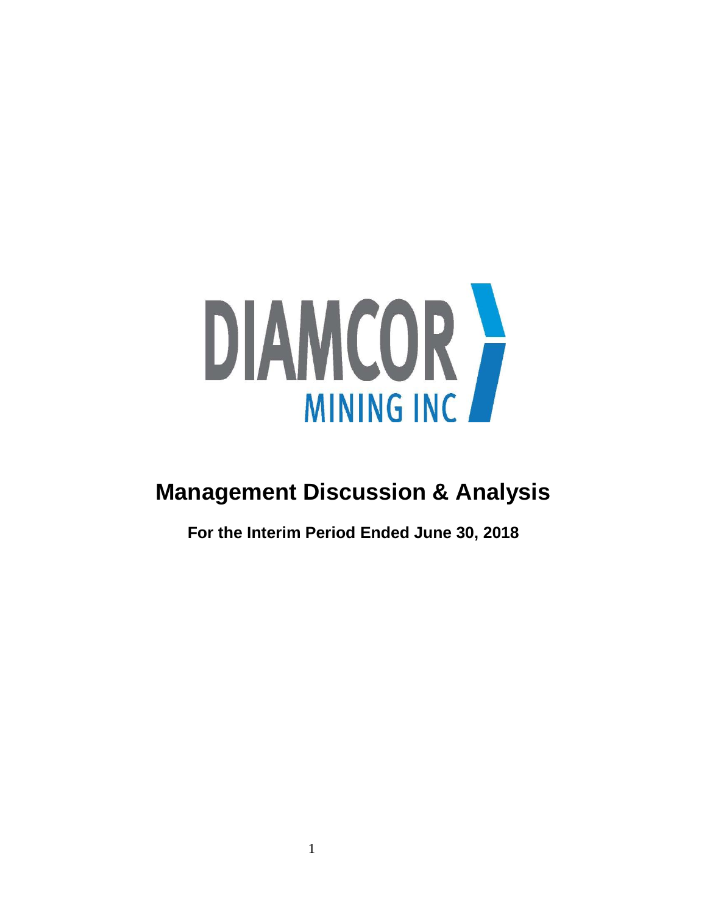DIAMCOR MINING INC

# Management Discussion & Analysis

**For the Interim Period Ended June 30, 2018**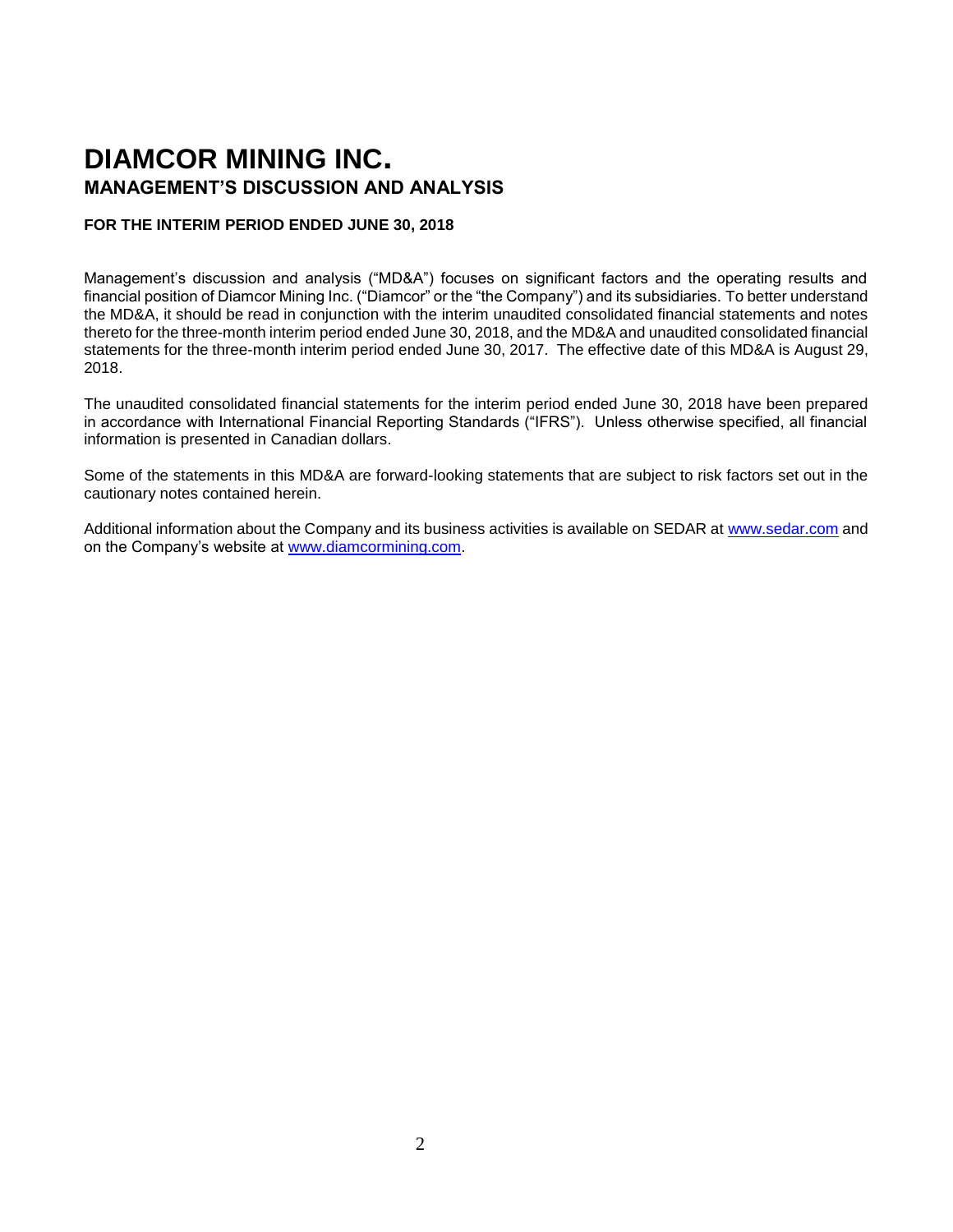# DIAMCOR MINING INC.

## MANAGEMENT'S DISCUSSION AND ANALYSIS

**FOR THE INTERIM PERIOD ENDED JUNE 30, 2018**

Management's discussion and analysis ("MD&A") focuses on significant factors and the operating results and financial position of Diamcor Mining Inc. ("Diamcor" or the "the Company") and its subsidiaries. To better understand the MD&A, it should be read in conjunction with the interim unaudited consolidated financial statements and notes thereto for the three-month interim period ended June 30, 2018, and the MD&A and unaudited consolidated financial statements for the three-month interim period ended June 30, 2017. The effective date of this MD&A is August 29, 2018.

The unaudited consolidated financial statements for the interim period ended June 30, 2018 have been prepared in accordance with International Financial Reporting Standards ("IFRS"). Unless otherwise specified, all financial information is presented in Canadian dollars.

Some of the statements in this MD&A are forward-looking statements that are subject to risk factors set out in the cautionary notes contained herein.

Additional information about the Company and its business activities is available on SEDAR at www.sedar.com and on the Company's website at www.diamcormining.com.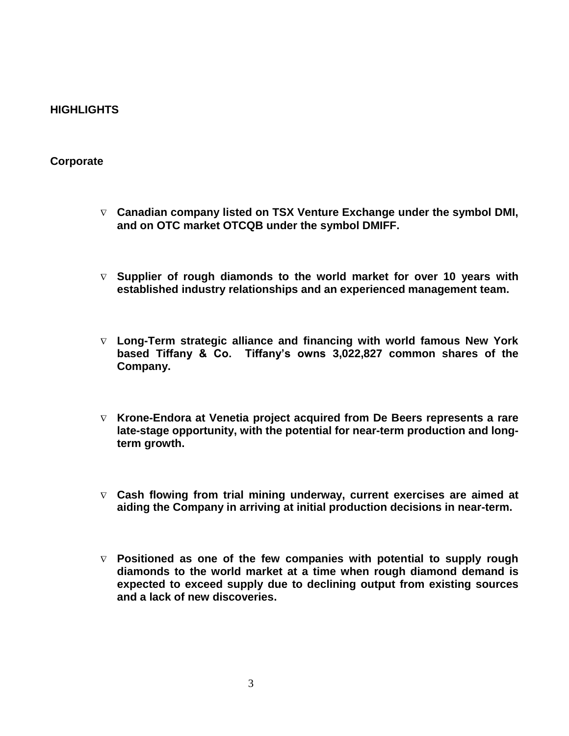## HIGHLIGHTS

### Corporate

- **Canadian company listed on TSX Venture Exchange under the symbol DMI, and on OTC market OTCQB under the symbol DMIFF.**

- **Supplier of rough diamonds to the world market for over 10 years with established industry relationships and an experienced management team.**

- **Long-Term strategic alliance and financing with world famous New York based Tiffany & Co. Tiffany's owns 3,022,827 common shares of the Company.**

- **Krone-Endora at Venetia project acquired from De Beers represents a rare late-stage opportunity, with the potential for near-term production and long-term growth.**

- **Cash flowing from trial mining underway, current exercises are aimed at aiding the Company in arriving at initial production decisions in near-term.**

- **Positioned as one of the few companies with potential to supply rough diamonds to the world market at a time when rough diamond demand is expected to exceed supply due to declining output from existing sources and a lack of new discoveries.**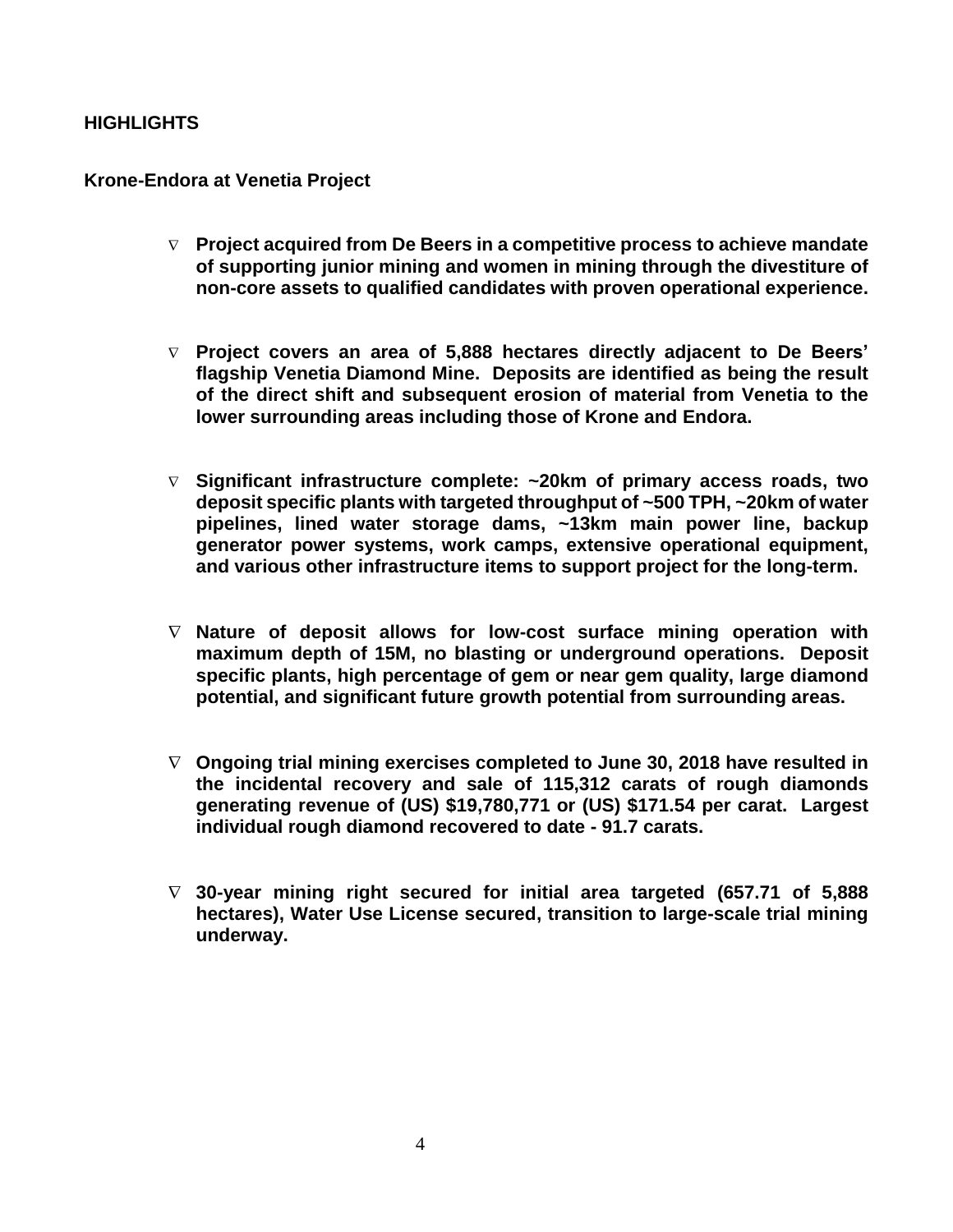## HIGHLIGHTS

### Krone-Endora at Venetia Project

- **Project acquired from De Beers in a competitive process to achieve mandate of supporting junior mining and women in mining through the divestiture of non-core assets to qualified candidates with proven operational experience.**

- **Project covers an area of 5,888 hectares directly adjacent to De Beers' flagship Venetia Diamond Mine. Deposits are identified as being the result of the direct shift and subsequent erosion of material from Venetia to the lower surrounding areas including those of Krone and Endora.**

- **Significant infrastructure complete: ~20km of primary access roads, two deposit specific plants with targeted throughput of ~500 TPH, ~20km of water pipelines, lined water storage dams, ~13km main power line, backup generator power systems, work camps, extensive operational equipment, and various other infrastructure items to support project for the long-term.**

- **Nature of deposit allows for low-cost surface mining operation with maximum depth of 15M, no blasting or underground operations. Deposit specific plants, high percentage of gem or near gem quality, large diamond potential, and significant future growth potential from surrounding areas.**

- **Ongoing trial mining exercises completed to June 30, 2018 have resulted in the incidental recovery and sale of 115,312 carats of rough diamonds generating revenue of (US) $19,780,771 or (US) $171.54 per carat. Largest individual rough diamond recovered to date - 91.7 carats.**

- **30-year mining right secured for initial area targeted (657.71 of 5,888 hectares), Water Use License secured, transition to large-scale trial mining underway.**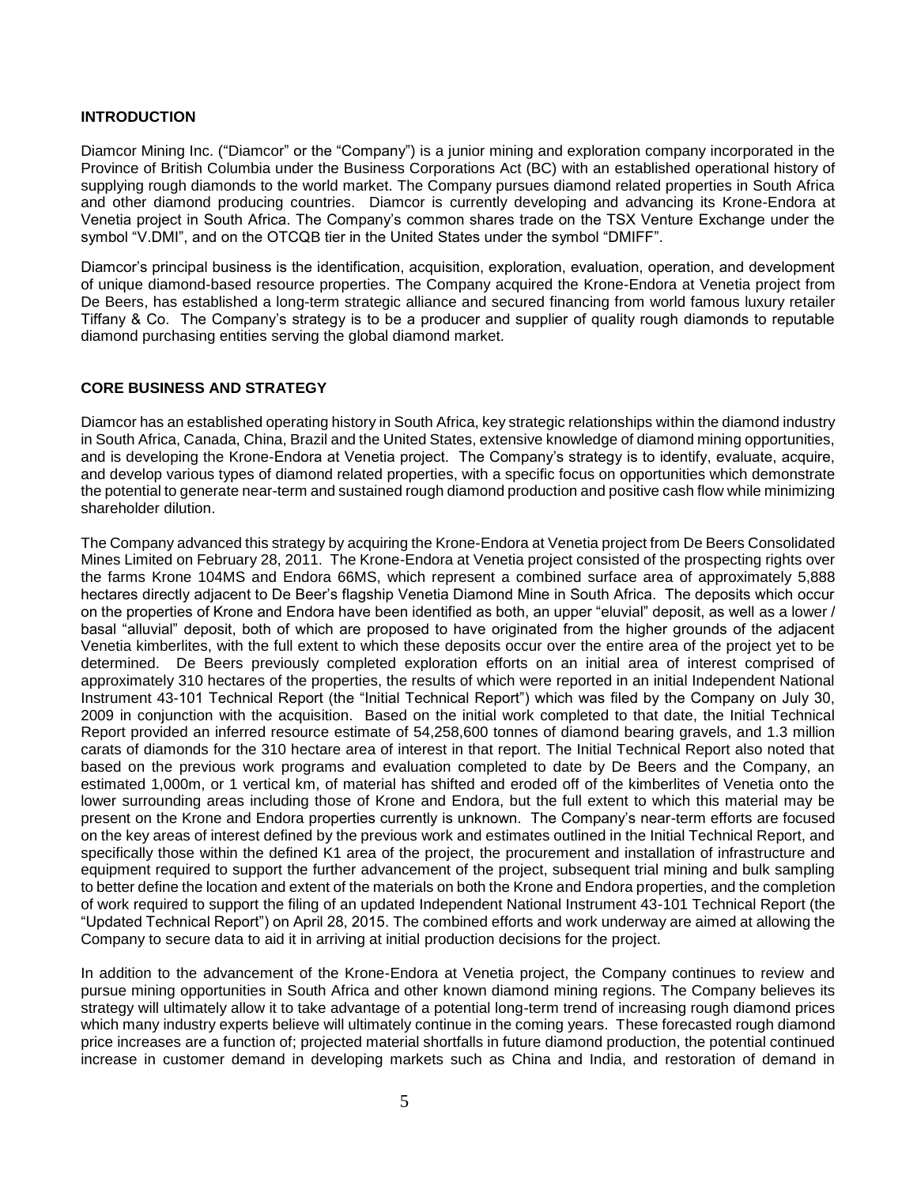## INTRODUCTION

Diamcor Mining Inc. ("Diamcor" or the "Company") is a junior mining and exploration company incorporated in the Province of British Columbia under the Business Corporations Act (BC) with an established operational history of supplying rough diamonds to the world market. The Company pursues diamond related properties in South Africa and other diamond producing countries. Diamcor is currently developing and advancing its Krone-Endora at Venetia project in South Africa. The Company's common shares trade on the TSX Venture Exchange under the symbol "V.DMI", and on the OTCQB tier in the United States under the symbol "DMIFF".

Diamcor's principal business is the identification, acquisition, exploration, evaluation, operation, and development of unique diamond-based resource properties. The Company acquired the Krone-Endora at Venetia project from De Beers, has established a long-term strategic alliance and secured financing from world famous luxury retailer Tiffany & Co. The Company's strategy is to be a producer and supplier of quality rough diamonds to reputable diamond purchasing entities serving the global diamond market.

## CORE BUSINESS AND STRATEGY

Diamcor has an established operating history in South Africa, key strategic relationships within the diamond industry in South Africa, Canada, China, Brazil and the United States, extensive knowledge of diamond mining opportunities, and is developing the Krone-Endora at Venetia project. The Company's strategy is to identify, evaluate, acquire, and develop various types of diamond related properties, with a specific focus on opportunities which demonstrate the potential to generate near-term and sustained rough diamond production and positive cash flow while minimizing shareholder dilution.

The Company advanced this strategy by acquiring the Krone-Endora at Venetia project from De Beers Consolidated Mines Limited on February 28, 2011. The Krone-Endora at Venetia project consisted of the prospecting rights over the farms Krone 104MS and Endora 66MS, which represent a combined surface area of approximately 5,888 hectares directly adjacent to De Beer's flagship Venetia Diamond Mine in South Africa. The deposits which occur on the properties of Krone and Endora have been identified as both, an upper "eluvial" deposit, as well as a lower / basal "alluvial" deposit, both of which are proposed to have originated from the higher grounds of the adjacent Venetia kimberlites, with the full extent to which these deposits occur over the entire area of the project yet to be determined. De Beers previously completed exploration efforts on an initial area of interest comprised of approximately 310 hectares of the properties, the results of which were reported in an initial Independent National Instrument 43-101 Technical Report (the "Initial Technical Report") which was filed by the Company on July 30, 2009 in conjunction with the acquisition. Based on the initial work completed to that date, the Initial Technical Report provided an inferred resource estimate of 54,258,600 tonnes of diamond bearing gravels, and 1.3 million carats of diamonds for the 310 hectare area of interest in that report. The Initial Technical Report also noted that based on the previous work programs and evaluation completed to date by De Beers and the Company, an estimated 1,000m, or 1 vertical km, of material has shifted and eroded off of the kimberlites of Venetia onto the lower surrounding areas including those of Krone and Endora, but the full extent to which this material may be present on the Krone and Endora properties currently is unknown. The Company's near-term efforts are focused on the key areas of interest defined by the previous work and estimates outlined in the Initial Technical Report, and specifically those within the defined K1 area of the project, the procurement and installation of infrastructure and equipment required to support the further advancement of the project, subsequent trial mining and bulk sampling to better define the location and extent of the materials on both the Krone and Endora properties, and the completion of work required to support the filing of an updated Independent National Instrument 43-101 Technical Report (the "Updated Technical Report") on April 28, 2015. The combined efforts and work underway are aimed at allowing the Company to secure data to aid it in arriving at initial production decisions for the project.

In addition to the advancement of the Krone-Endora at Venetia project, the Company continues to review and pursue mining opportunities in South Africa and other known diamond mining regions. The Company believes its strategy will ultimately allow it to take advantage of a potential long-term trend of increasing rough diamond prices which many industry experts believe will ultimately continue in the coming years. These forecasted rough diamond price increases are a function of; projected material shortfalls in future diamond production, the potential continued increase in customer demand in developing markets such as China and India, and restoration of demand in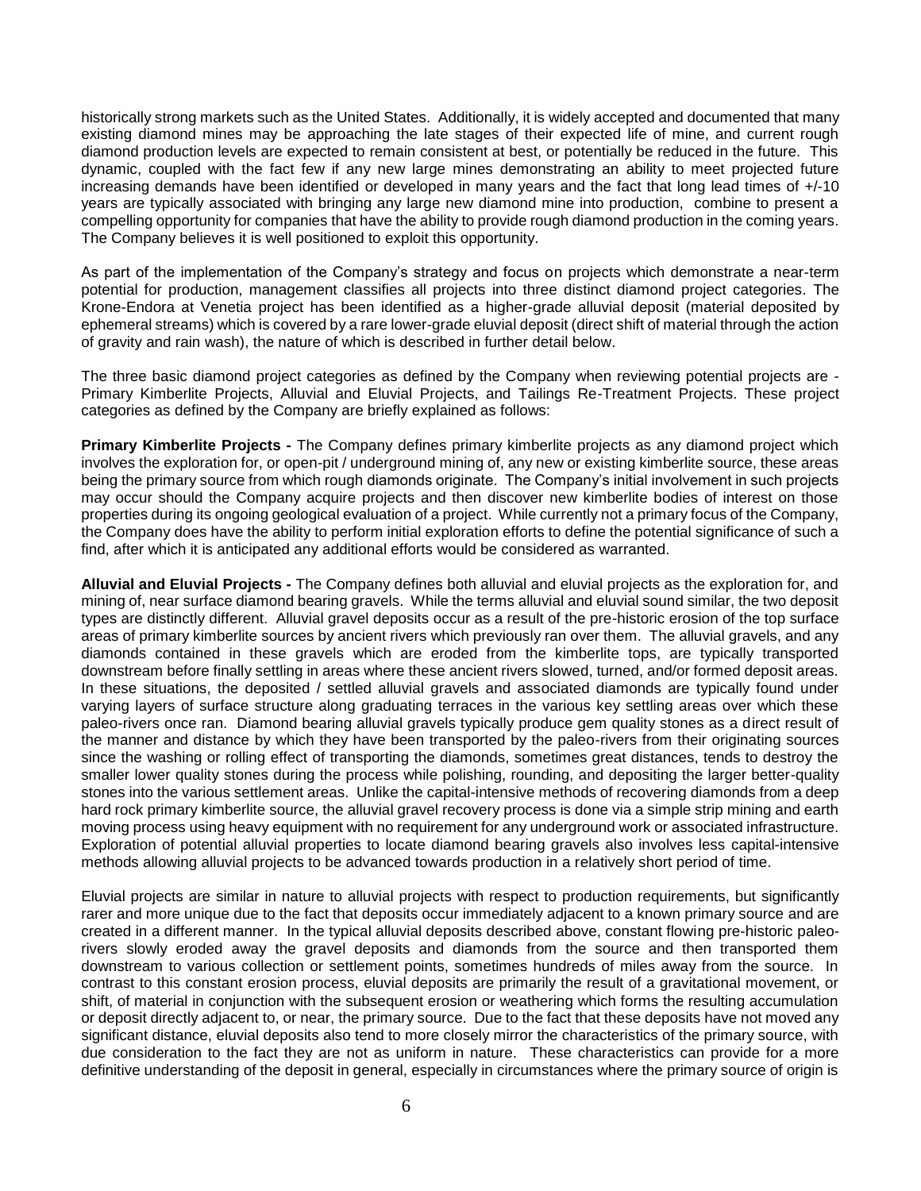historically strong markets such as the United States. Additionally, it is widely accepted and documented that many existing diamond mines may be approaching the late stages of their expected life of mine, and current rough diamond production levels are expected to remain consistent at best, or potentially be reduced in the future. This dynamic, coupled with the fact few if any new large mines demonstrating an ability to meet projected future increasing demands have been identified or developed in many years and the fact that long lead times of +/-10 years are typically associated with bringing any large new diamond mine into production, combine to present a compelling opportunity for companies that have the ability to provide rough diamond production in the coming years. The Company believes it is well positioned to exploit this opportunity.

As part of the implementation of the Company's strategy and focus on projects which demonstrate a near-term potential for production, management classifies all projects into three distinct diamond project categories. The Krone-Endora at Venetia project has been identified as a higher-grade alluvial deposit (material deposited by ephemeral streams) which is covered by a rare lower-grade eluvial deposit (direct shift of material through the action of gravity and rain wash), the nature of which is described in further detail below.

The three basic diamond project categories as defined by the Company when reviewing potential projects are - Primary Kimberlite Projects, Alluvial and Eluvial Projects, and Tailings Re-Treatment Projects. These project categories as defined by the Company are briefly explained as follows:

**Primary Kimberlite Projects -** The Company defines primary kimberlite projects as any diamond project which involves the exploration for, or open-pit / underground mining of, any new or existing kimberlite source, these areas being the primary source from which rough diamonds originate. The Company's initial involvement in such projects may occur should the Company acquire projects and then discover new kimberlite bodies of interest on those properties during its ongoing geological evaluation of a project. While currently not a primary focus of the Company, the Company does have the ability to perform initial exploration efforts to define the potential significance of such a find, after which it is anticipated any additional efforts would be considered as warranted.

**Alluvial and Eluvial Projects -** The Company defines both alluvial and eluvial projects as the exploration for, and mining of, near surface diamond bearing gravels. While the terms alluvial and eluvial sound similar, the two deposit types are distinctly different. Alluvial gravel deposits occur as a result of the pre-historic erosion of the top surface areas of primary kimberlite sources by ancient rivers which previously ran over them. The alluvial gravels, and any diamonds contained in these gravels which are eroded from the kimberlite tops, are typically transported downstream before finally settling in areas where these ancient rivers slowed, turned, and/or formed deposit areas. In these situations, the deposited / settled alluvial gravels and associated diamonds are typically found under varying layers of surface structure along graduating terraces in the various key settling areas over which these paleo-rivers once ran. Diamond bearing alluvial gravels typically produce gem quality stones as a direct result of the manner and distance by which they have been transported by the paleo-rivers from their originating sources since the washing or rolling effect of transporting the diamonds, sometimes great distances, tends to destroy the smaller lower quality stones during the process while polishing, rounding, and depositing the larger better-quality stones into the various settlement areas. Unlike the capital-intensive methods of recovering diamonds from a deep hard rock primary kimberlite source, the alluvial gravel recovery process is done via a simple strip mining and earth moving process using heavy equipment with no requirement for any underground work or associated infrastructure. Exploration of potential alluvial properties to locate diamond bearing gravels also involves less capital-intensive methods allowing alluvial projects to be advanced towards production in a relatively short period of time.

Eluvial projects are similar in nature to alluvial projects with respect to production requirements, but significantly rarer and more unique due to the fact that deposits occur immediately adjacent to a known primary source and are created in a different manner. In the typical alluvial deposits described above, constant flowing pre-historic paleo-rivers slowly eroded away the gravel deposits and diamonds from the source and then transported them downstream to various collection or settlement points, sometimes hundreds of miles away from the source. In contrast to this constant erosion process, eluvial deposits are primarily the result of a gravitational movement, or shift, of material in conjunction with the subsequent erosion or weathering which forms the resulting accumulation or deposit directly adjacent to, or near, the primary source. Due to the fact that these deposits have not moved any significant distance, eluvial deposits also tend to more closely mirror the characteristics of the primary source, with due consideration to the fact they are not as uniform in nature. These characteristics can provide for a more definitive understanding of the deposit in general, especially in circumstances where the primary source of origin is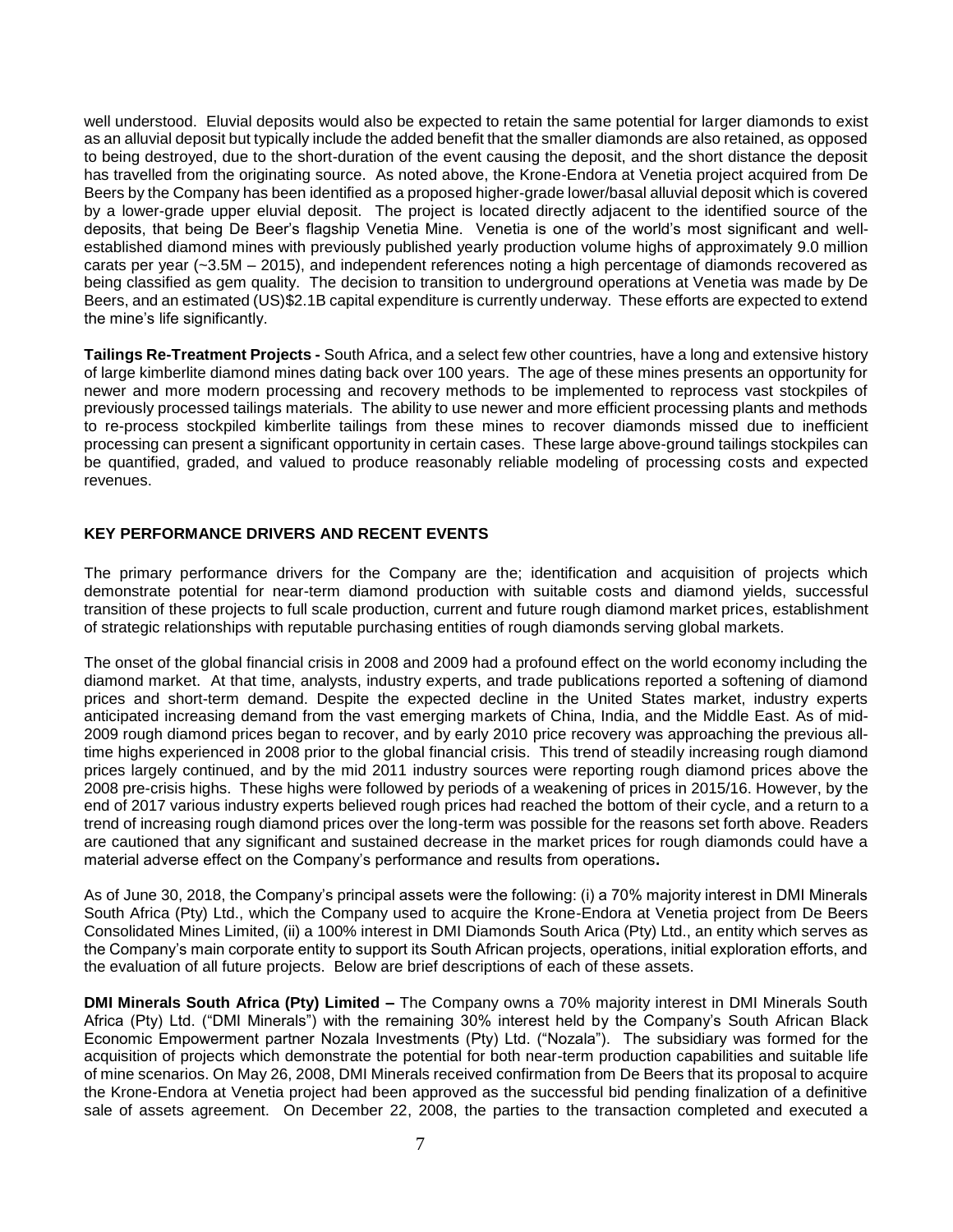well understood. Eluvial deposits would also be expected to retain the same potential for larger diamonds to exist as an alluvial deposit but typically include the added benefit that the smaller diamonds are also retained, as opposed to being destroyed, due to the short-duration of the event causing the deposit, and the short distance the deposit has travelled from the originating source. As noted above, the Krone-Endora at Venetia project acquired from De Beers by the Company has been identified as a proposed higher-grade lower/basal alluvial deposit which is covered by a lower-grade upper eluvial deposit. The project is located directly adjacent to the identified source of the deposits, that being De Beer's flagship Venetia Mine. Venetia is one of the world's most significant and well-established diamond mines with previously published yearly production volume highs of approximately 9.0 million carats per year (~3.5M – 2015), and independent references noting a high percentage of diamonds recovered as being classified as gem quality. The decision to transition to underground operations at Venetia was made by De Beers, and an estimated (US)$2.1B capital expenditure is currently underway. These efforts are expected to extend the mine's life significantly.

**Tailings Re-Treatment Projects -** South Africa, and a select few other countries, have a long and extensive history of large kimberlite diamond mines dating back over 100 years. The age of these mines presents an opportunity for newer and more modern processing and recovery methods to be implemented to reprocess vast stockpiles of previously processed tailings materials. The ability to use newer and more efficient processing plants and methods to re-process stockpiled kimberlite tailings from these mines to recover diamonds missed due to inefficient processing can present a significant opportunity in certain cases. These large above-ground tailings stockpiles can be quantified, graded, and valued to produce reasonably reliable modeling of processing costs and expected revenues.

## KEY PERFORMANCE DRIVERS AND RECENT EVENTS

The primary performance drivers for the Company are the; identification and acquisition of projects which demonstrate potential for near-term diamond production with suitable costs and diamond yields, successful transition of these projects to full scale production, current and future rough diamond market prices, establishment of strategic relationships with reputable purchasing entities of rough diamonds serving global markets.

The onset of the global financial crisis in 2008 and 2009 had a profound effect on the world economy including the diamond market. At that time, analysts, industry experts, and trade publications reported a softening of diamond prices and short-term demand. Despite the expected decline in the United States market, industry experts anticipated increasing demand from the vast emerging markets of China, India, and the Middle East. As of mid-2009 rough diamond prices began to recover, and by early 2010 price recovery was approaching the previous all-time highs experienced in 2008 prior to the global financial crisis. This trend of steadily increasing rough diamond prices largely continued, and by the mid 2011 industry sources were reporting rough diamond prices above the 2008 pre-crisis highs. These highs were followed by periods of a weakening of prices in 2015/16. However, by the end of 2017 various industry experts believed rough prices had reached the bottom of their cycle, and a return to a trend of increasing rough diamond prices over the long-term was possible for the reasons set forth above. Readers are cautioned that any significant and sustained decrease in the market prices for rough diamonds could have a material adverse effect on the Company's performance and results from operations.

As of June 30, 2018, the Company's principal assets were the following: (i) a 70% majority interest in DMI Minerals South Africa (Pty) Ltd., which the Company used to acquire the Krone-Endora at Venetia project from De Beers Consolidated Mines Limited, (ii) a 100% interest in DMI Diamonds South Arica (Pty) Ltd., an entity which serves as the Company's main corporate entity to support its South African projects, operations, initial exploration efforts, and the evaluation of all future projects. Below are brief descriptions of each of these assets.

**DMI Minerals South Africa (Pty) Limited –** The Company owns a 70% majority interest in DMI Minerals South Africa (Pty) Ltd. ("DMI Minerals") with the remaining 30% interest held by the Company's South African Black Economic Empowerment partner Nozala Investments (Pty) Ltd. ("Nozala"). The subsidiary was formed for the acquisition of projects which demonstrate the potential for both near-term production capabilities and suitable life of mine scenarios. On May 26, 2008, DMI Minerals received confirmation from De Beers that its proposal to acquire the Krone-Endora at Venetia project had been approved as the successful bid pending finalization of a definitive sale of assets agreement. On December 22, 2008, the parties to the transaction completed and executed a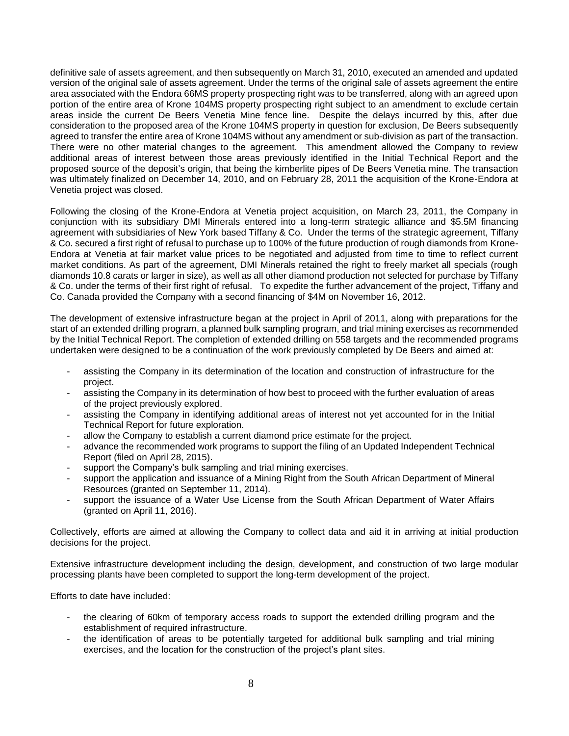definitive sale of assets agreement, and then subsequently on March 31, 2010, executed an amended and updated version of the original sale of assets agreement. Under the terms of the original sale of assets agreement the entire area associated with the Endora 66MS property prospecting right was to be transferred, along with an agreed upon portion of the entire area of Krone 104MS property prospecting right subject to an amendment to exclude certain areas inside the current De Beers Venetia Mine fence line. Despite the delays incurred by this, after due consideration to the proposed area of the Krone 104MS property in question for exclusion, De Beers subsequently agreed to transfer the entire area of Krone 104MS without any amendment or sub-division as part of the transaction. There were no other material changes to the agreement. This amendment allowed the Company to review additional areas of interest between those areas previously identified in the Initial Technical Report and the proposed source of the deposit's origin, that being the kimberlite pipes of De Beers Venetia mine. The transaction was ultimately finalized on December 14, 2010, and on February 28, 2011 the acquisition of the Krone-Endora at Venetia project was closed.

Following the closing of the Krone-Endora at Venetia project acquisition, on March 23, 2011, the Company in conjunction with its subsidiary DMI Minerals entered into a long-term strategic alliance and $5.5M financing agreement with subsidiaries of New York based Tiffany & Co. Under the terms of the strategic agreement, Tiffany & Co. secured a first right of refusal to purchase up to 100% of the future production of rough diamonds from Krone-Endora at Venetia at fair market value prices to be negotiated and adjusted from time to time to reflect current market conditions. As part of the agreement, DMI Minerals retained the right to freely market all specials (rough diamonds 10.8 carats or larger in size), as well as all other diamond production not selected for purchase by Tiffany & Co. under the terms of their first right of refusal. To expedite the further advancement of the project, Tiffany and Co. Canada provided the Company with a second financing of $4M on November 16, 2012.

The development of extensive infrastructure began at the project in April of 2011, along with preparations for the start of an extended drilling program, a planned bulk sampling program, and trial mining exercises as recommended by the Initial Technical Report. The completion of extended drilling on 558 targets and the recommended programs undertaken were designed to be a continuation of the work previously completed by De Beers and aimed at:

- assisting the Company in its determination of the location and construction of infrastructure for the project.
- assisting the Company in its determination of how best to proceed with the further evaluation of areas of the project previously explored.
- assisting the Company in identifying additional areas of interest not yet accounted for in the Initial Technical Report for future exploration.
- allow the Company to establish a current diamond price estimate for the project.
- advance the recommended work programs to support the filing of an Updated Independent Technical Report (filed on April 28, 2015).
- support the Company's bulk sampling and trial mining exercises.
- support the application and issuance of a Mining Right from the South African Department of Mineral Resources (granted on September 11, 2014).
- support the issuance of a Water Use License from the South African Department of Water Affairs (granted on April 11, 2016).

Collectively, efforts are aimed at allowing the Company to collect data and aid it in arriving at initial production decisions for the project.

Extensive infrastructure development including the design, development, and construction of two large modular processing plants have been completed to support the long-term development of the project.

Efforts to date have included:

- the clearing of 60km of temporary access roads to support the extended drilling program and the establishment of required infrastructure.
- the identification of areas to be potentially targeted for additional bulk sampling and trial mining exercises, and the location for the construction of the project's plant sites.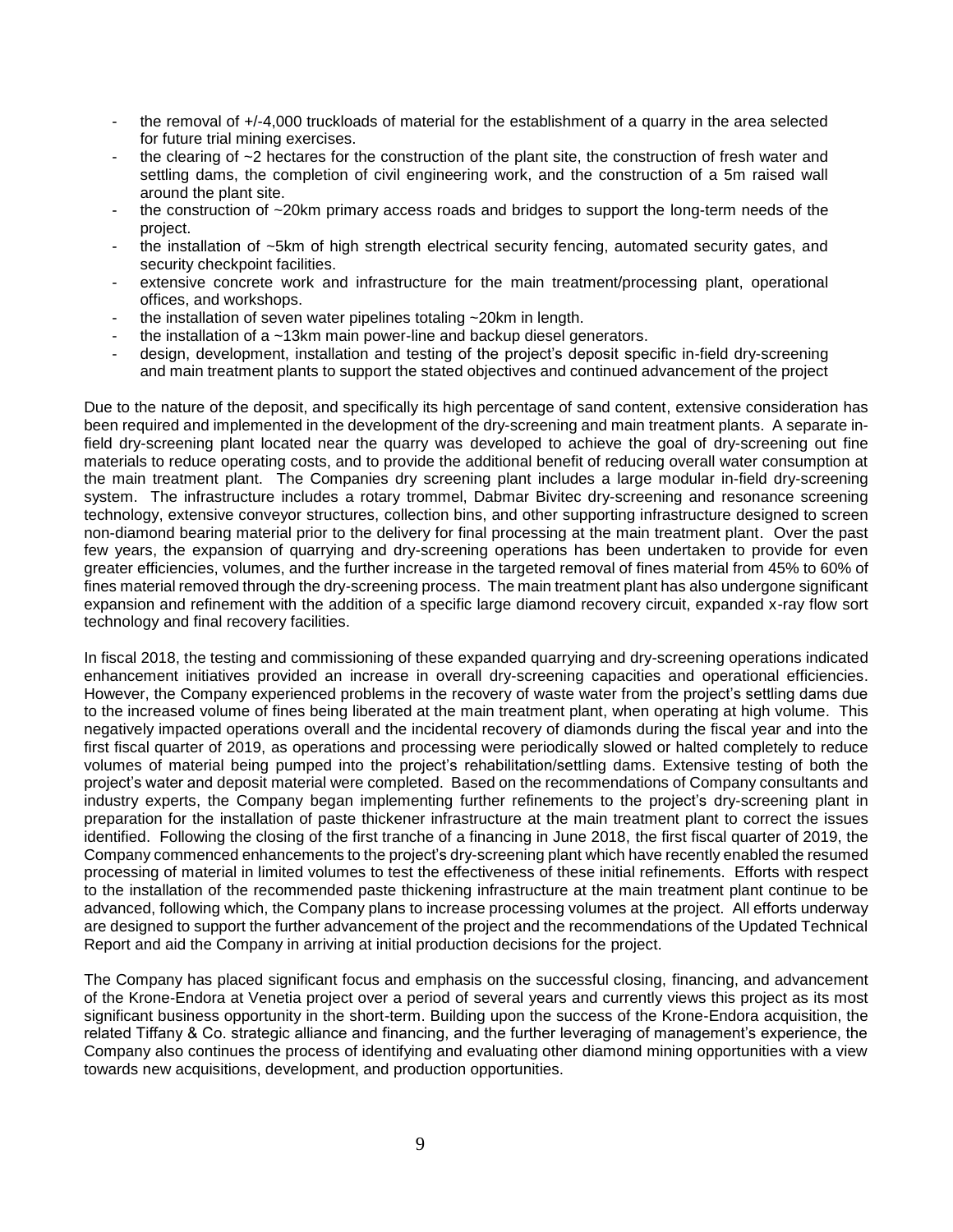- the removal of +/-4,000 truckloads of material for the establishment of a quarry in the area selected for future trial mining exercises.
- the clearing of ~2 hectares for the construction of the plant site, the construction of fresh water and settling dams, the completion of civil engineering work, and the construction of a 5m raised wall around the plant site.
- the construction of ~20km primary access roads and bridges to support the long-term needs of the project.
- the installation of ~5km of high strength electrical security fencing, automated security gates, and security checkpoint facilities.
- extensive concrete work and infrastructure for the main treatment/processing plant, operational offices, and workshops.
- the installation of seven water pipelines totaling ~20km in length.
- the installation of a ~13km main power-line and backup diesel generators.
- design, development, installation and testing of the project's deposit specific in-field dry-screening and main treatment plants to support the stated objectives and continued advancement of the project

Due to the nature of the deposit, and specifically its high percentage of sand content, extensive consideration has been required and implemented in the development of the dry-screening and main treatment plants. A separate in-field dry-screening plant located near the quarry was developed to achieve the goal of dry-screening out fine materials to reduce operating costs, and to provide the additional benefit of reducing overall water consumption at the main treatment plant. The Companies dry screening plant includes a large modular in-field dry-screening system. The infrastructure includes a rotary trommel, Dabmar Bivitec dry-screening and resonance screening technology, extensive conveyor structures, collection bins, and other supporting infrastructure designed to screen non-diamond bearing material prior to the delivery for final processing at the main treatment plant. Over the past few years, the expansion of quarrying and dry-screening operations has been undertaken to provide for even greater efficiencies, volumes, and the further increase in the targeted removal of fines material from 45% to 60% of fines material removed through the dry-screening process. The main treatment plant has also undergone significant expansion and refinement with the addition of a specific large diamond recovery circuit, expanded x-ray flow sort technology and final recovery facilities.

In fiscal 2018, the testing and commissioning of these expanded quarrying and dry-screening operations indicated enhancement initiatives provided an increase in overall dry-screening capacities and operational efficiencies. However, the Company experienced problems in the recovery of waste water from the project's settling dams due to the increased volume of fines being liberated at the main treatment plant, when operating at high volume. This negatively impacted operations overall and the incidental recovery of diamonds during the fiscal year and into the first fiscal quarter of 2019, as operations and processing were periodically slowed or halted completely to reduce volumes of material being pumped into the project's rehabilitation/settling dams. Extensive testing of both the project's water and deposit material were completed. Based on the recommendations of Company consultants and industry experts, the Company began implementing further refinements to the project's dry-screening plant in preparation for the installation of paste thickener infrastructure at the main treatment plant to correct the issues identified. Following the closing of the first tranche of a financing in June 2018, the first fiscal quarter of 2019, the Company commenced enhancements to the project's dry-screening plant which have recently enabled the resumed processing of material in limited volumes to test the effectiveness of these initial refinements. Efforts with respect to the installation of the recommended paste thickening infrastructure at the main treatment plant continue to be advanced, following which, the Company plans to increase processing volumes at the project. All efforts underway are designed to support the further advancement of the project and the recommendations of the Updated Technical Report and aid the Company in arriving at initial production decisions for the project.

The Company has placed significant focus and emphasis on the successful closing, financing, and advancement of the Krone-Endora at Venetia project over a period of several years and currently views this project as its most significant business opportunity in the short-term. Building upon the success of the Krone-Endora acquisition, the related Tiffany & Co. strategic alliance and financing, and the further leveraging of management's experience, the Company also continues the process of identifying and evaluating other diamond mining opportunities with a view towards new acquisitions, development, and production opportunities.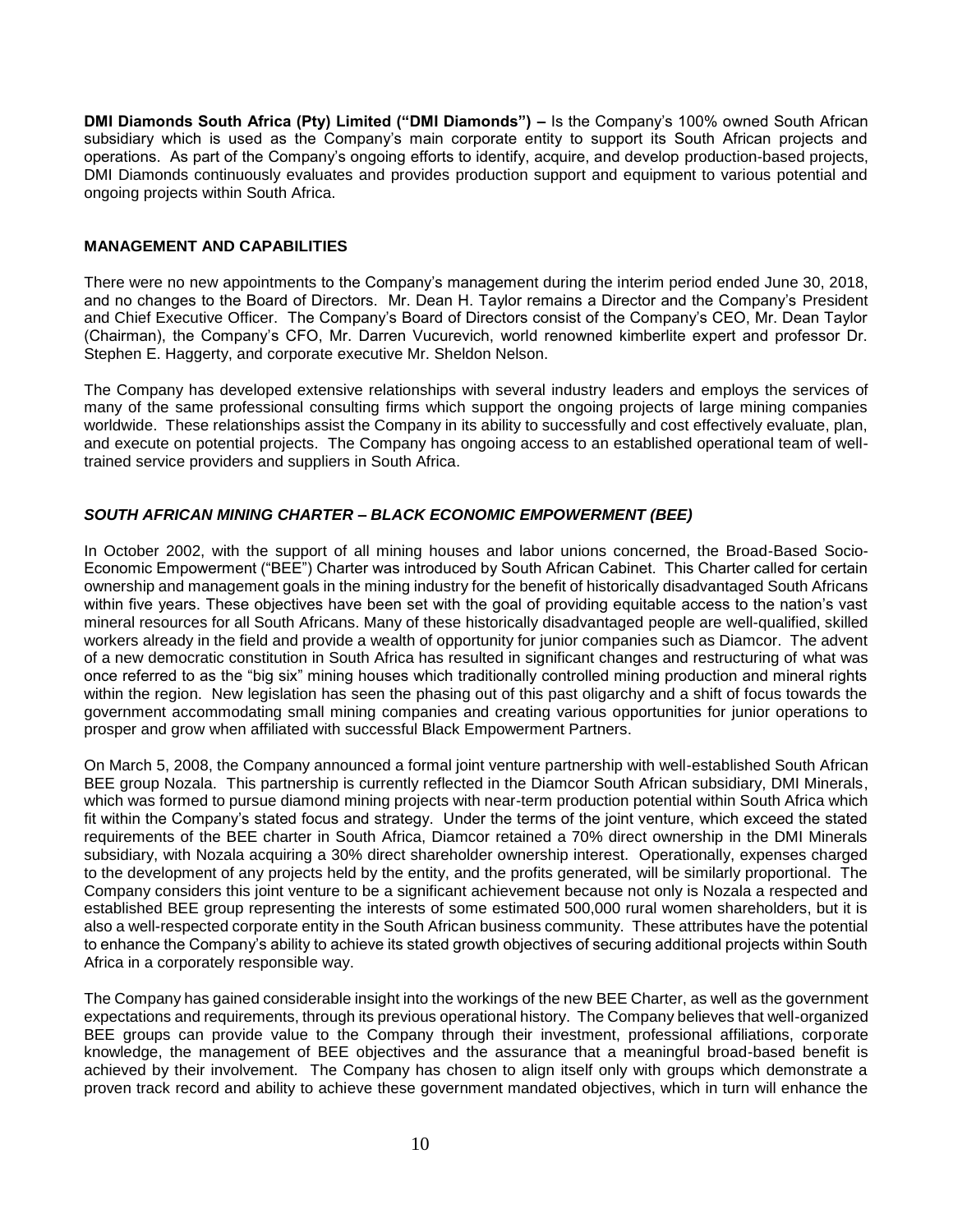**DMI Diamonds South Africa (Pty) Limited ("DMI Diamonds") –** Is the Company's 100% owned South African subsidiary which is used as the Company's main corporate entity to support its South African projects and operations. As part of the Company's ongoing efforts to identify, acquire, and develop production-based projects, DMI Diamonds continuously evaluates and provides production support and equipment to various potential and ongoing projects within South Africa.

## MANAGEMENT AND CAPABILITIES

There were no new appointments to the Company's management during the interim period ended June 30, 2018, and no changes to the Board of Directors. Mr. Dean H. Taylor remains a Director and the Company's President and Chief Executive Officer. The Company's Board of Directors consist of the Company's CEO, Mr. Dean Taylor (Chairman), the Company's CFO, Mr. Darren Vucurevich, world renowned kimberlite expert and professor Dr. Stephen E. Haggerty, and corporate executive Mr. Sheldon Nelson.

The Company has developed extensive relationships with several industry leaders and employs the services of many of the same professional consulting firms which support the ongoing projects of large mining companies worldwide. These relationships assist the Company in its ability to successfully and cost effectively evaluate, plan, and execute on potential projects. The Company has ongoing access to an established operational team of well-trained service providers and suppliers in South Africa.

### *SOUTH AFRICAN MINING CHARTER – BLACK ECONOMIC EMPOWERMENT (BEE)*

In October 2002, with the support of all mining houses and labor unions concerned, the Broad-Based Socio-Economic Empowerment ("BEE") Charter was introduced by South African Cabinet. This Charter called for certain ownership and management goals in the mining industry for the benefit of historically disadvantaged South Africans within five years. These objectives have been set with the goal of providing equitable access to the nation's vast mineral resources for all South Africans. Many of these historically disadvantaged people are well-qualified, skilled workers already in the field and provide a wealth of opportunity for junior companies such as Diamcor. The advent of a new democratic constitution in South Africa has resulted in significant changes and restructuring of what was once referred to as the "big six" mining houses which traditionally controlled mining production and mineral rights within the region. New legislation has seen the phasing out of this past oligarchy and a shift of focus towards the government accommodating small mining companies and creating various opportunities for junior operations to prosper and grow when affiliated with successful Black Empowerment Partners.

On March 5, 2008, the Company announced a formal joint venture partnership with well-established South African BEE group Nozala. This partnership is currently reflected in the Diamcor South African subsidiary, DMI Minerals, which was formed to pursue diamond mining projects with near-term production potential within South Africa which fit within the Company's stated focus and strategy. Under the terms of the joint venture, which exceed the stated requirements of the BEE charter in South Africa, Diamcor retained a 70% direct ownership in the DMI Minerals subsidiary, with Nozala acquiring a 30% direct shareholder ownership interest. Operationally, expenses charged to the development of any projects held by the entity, and the profits generated, will be similarly proportional. The Company considers this joint venture to be a significant achievement because not only is Nozala a respected and established BEE group representing the interests of some estimated 500,000 rural women shareholders, but it is also a well-respected corporate entity in the South African business community. These attributes have the potential to enhance the Company's ability to achieve its stated growth objectives of securing additional projects within South Africa in a corporately responsible way.

The Company has gained considerable insight into the workings of the new BEE Charter, as well as the government expectations and requirements, through its previous operational history. The Company believes that well-organized BEE groups can provide value to the Company through their investment, professional affiliations, corporate knowledge, the management of BEE objectives and the assurance that a meaningful broad-based benefit is achieved by their involvement. The Company has chosen to align itself only with groups which demonstrate a proven track record and ability to achieve these government mandated objectives, which in turn will enhance the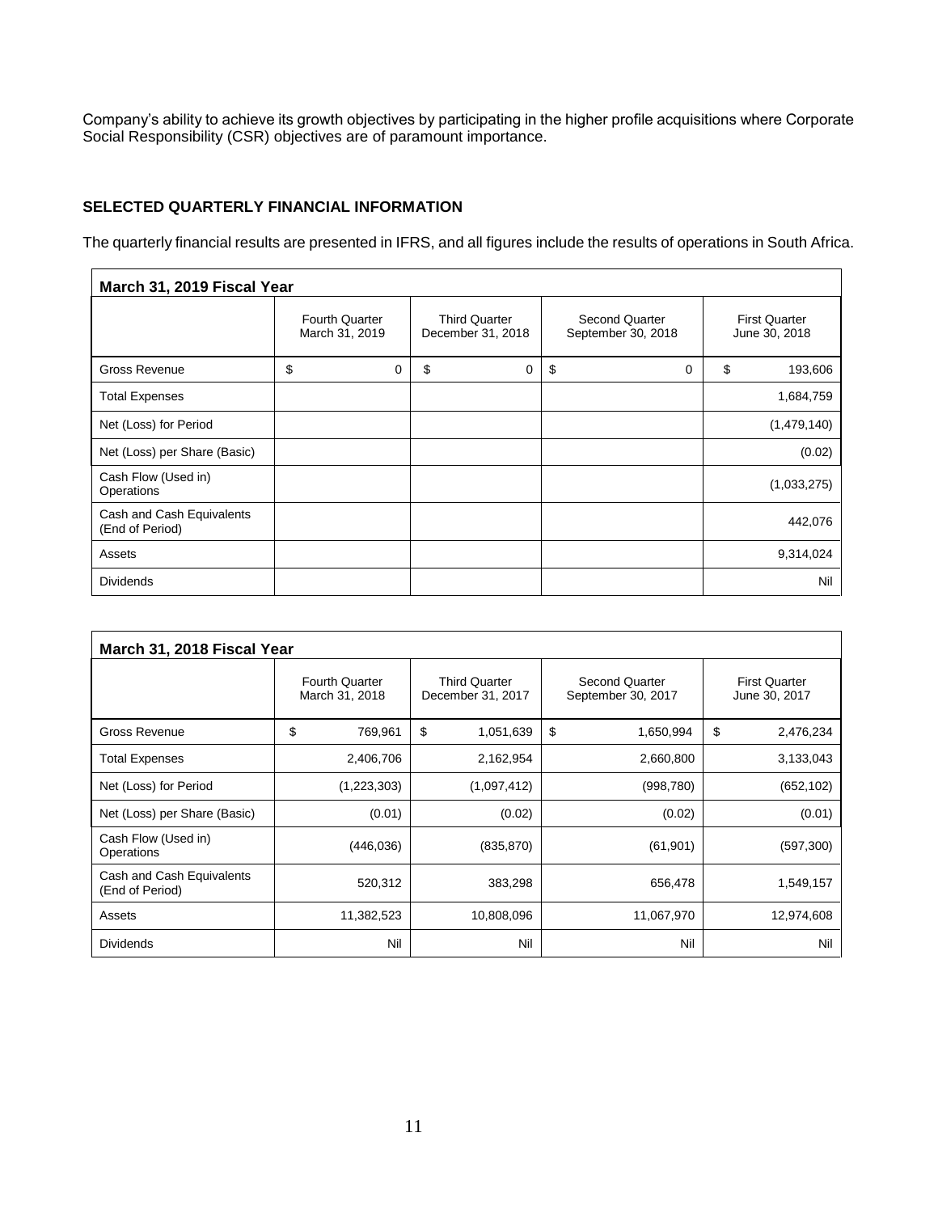Company's ability to achieve its growth objectives by participating in the higher profile acquisitions where Corporate Social Responsibility (CSR) objectives are of paramount importance.

## SELECTED QUARTERLY FINANCIAL INFORMATION

The quarterly financial results are presented in IFRS, and all figures include the results of operations in South Africa.

| March 31, 2019 Fiscal Year | | | | |
|---|---|---|---|---|
| | Fourth Quarter March 31, 2019 | Third Quarter December 31, 2018 | Second Quarter September 30, 2018 | First Quarter June 30, 2018 |
| Gross Revenue | $ 0 | $ 0 | $ 0 | $ 193,606 |
| Total Expenses | | | | 1,684,759 |
| Net (Loss) for Period | | | | (1,479,140) |
| Net (Loss) per Share (Basic) | | | | (0.02) |
| Cash Flow (Used in) Operations | | | | (1,033,275) |
| Cash and Cash Equivalents (End of Period) | | | | 442,076 |
| Assets | | | | 9,314,024 |
| Dividends | | | | Nil |

| March 31, 2018 Fiscal Year | | | | |
|---|---|---|---|---|
| | Fourth Quarter March 31, 2018 | Third Quarter December 31, 2017 | Second Quarter September 30, 2017 | First Quarter June 30, 2017 |
| Gross Revenue | $ 769,961 | $ 1,051,639 | $ 1,650,994 | $ 2,476,234 |
| Total Expenses | 2,406,706 | 2,162,954 | 2,660,800 | 3,133,043 |
| Net (Loss) for Period | (1,223,303) | (1,097,412) | (998,780) | (652,102) |
| Net (Loss) per Share (Basic) | (0.01) | (0.02) | (0.02) | (0.01) |
| Cash Flow (Used in) Operations | (446,036) | (835,870) | (61,901) | (597,300) |
| Cash and Cash Equivalents (End of Period) | 520,312 | 383,298 | 656,478 | 1,549,157 |
| Assets | 11,382,523 | 10,808,096 | 11,067,970 | 12,974,608 |
| Dividends | Nil | Nil | Nil | Nil |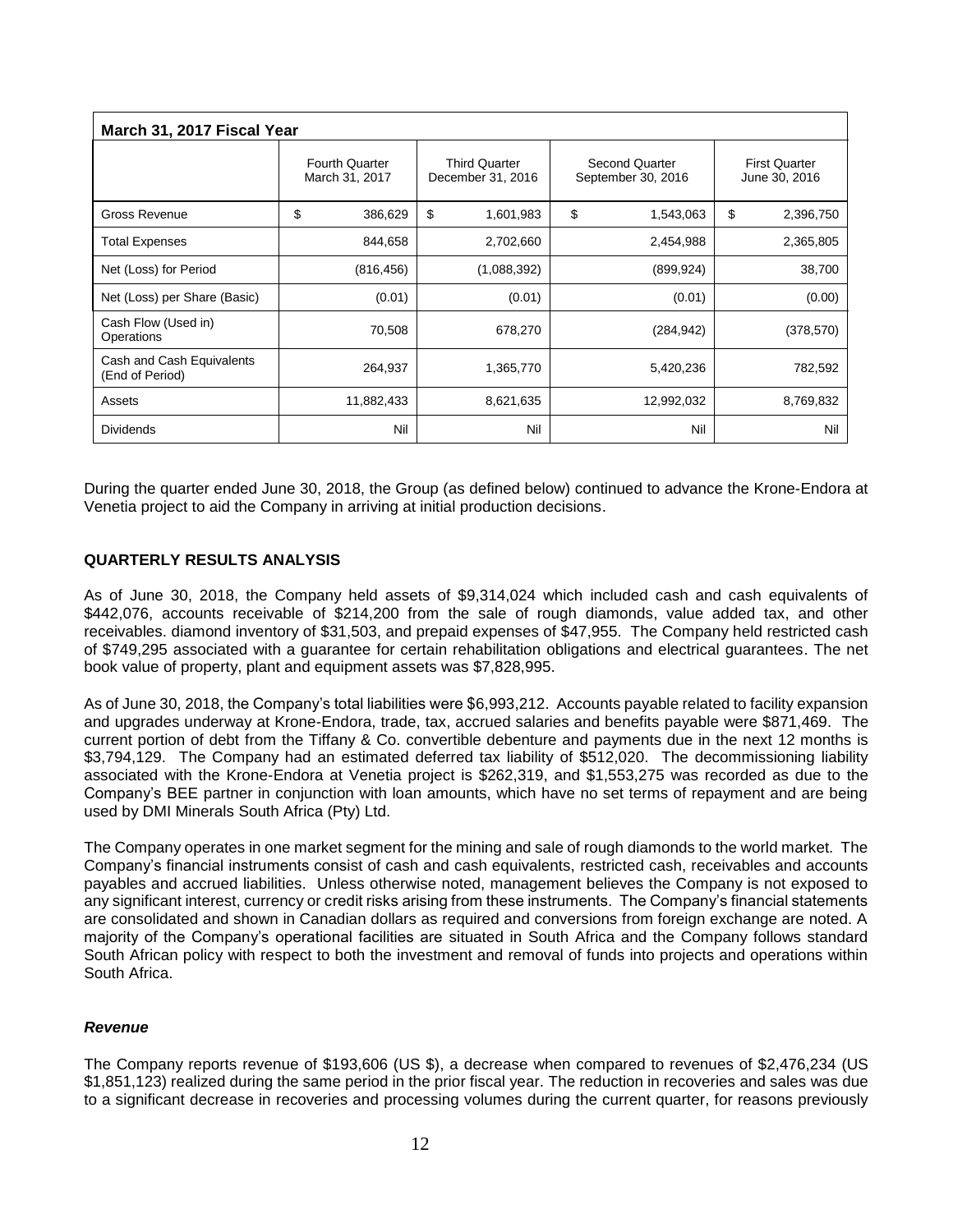| March 31, 2017 Fiscal Year | | | | |
|---|---|---|---|---|
| | Fourth Quarter March 31, 2017 | Third Quarter December 31, 2016 | Second Quarter September 30, 2016 | First Quarter June 30, 2016 |
| Gross Revenue | $ 386,629 | $ 1,601,983 | $ 1,543,063 | $ 2,396,750 |
| Total Expenses | 844,658 | 2,702,660 | 2,454,988 | 2,365,805 |
| Net (Loss) for Period | (816,456) | (1,088,392) | (899,924) | 38,700 |
| Net (Loss) per Share (Basic) | (0.01) | (0.01) | (0.01) | (0.00) |
| Cash Flow (Used in) Operations | 70,508 | 678,270 | (284,942) | (378,570) |
| Cash and Cash Equivalents (End of Period) | 264,937 | 1,365,770 | 5,420,236 | 782,592 |
| Assets | 11,882,433 | 8,621,635 | 12,992,032 | 8,769,832 |
| Dividends | Nil | Nil | Nil | Nil |

During the quarter ended June 30, 2018, the Group (as defined below) continued to advance the Krone-Endora at Venetia project to aid the Company in arriving at initial production decisions.

## QUARTERLY RESULTS ANALYSIS

As of June 30, 2018, the Company held assets of $9,314,024 which included cash and cash equivalents of $442,076, accounts receivable of $214,200 from the sale of rough diamonds, value added tax, and other receivables. diamond inventory of $31,503, and prepaid expenses of $47,955. The Company held restricted cash of $749,295 associated with a guarantee for certain rehabilitation obligations and electrical guarantees. The net book value of property, plant and equipment assets was $7,828,995.

As of June 30, 2018, the Company's total liabilities were $6,993,212. Accounts payable related to facility expansion and upgrades underway at Krone-Endora, trade, tax, accrued salaries and benefits payable were $871,469. The current portion of debt from the Tiffany & Co. convertible debenture and payments due in the next 12 months is $3,794,129. The Company had an estimated deferred tax liability of $512,020. The decommissioning liability associated with the Krone-Endora at Venetia project is $262,319, and $1,553,275 was recorded as due to the Company's BEE partner in conjunction with loan amounts, which have no set terms of repayment and are being used by DMI Minerals South Africa (Pty) Ltd.

The Company operates in one market segment for the mining and sale of rough diamonds to the world market. The Company's financial instruments consist of cash and cash equivalents, restricted cash, receivables and accounts payables and accrued liabilities. Unless otherwise noted, management believes the Company is not exposed to any significant interest, currency or credit risks arising from these instruments. The Company's financial statements are consolidated and shown in Canadian dollars as required and conversions from foreign exchange are noted. A majority of the Company's operational facilities are situated in South Africa and the Company follows standard South African policy with respect to both the investment and removal of funds into projects and operations within South Africa.

### *Revenue*

The Company reports revenue of $193,606 (US $), a decrease when compared to revenues of $2,476,234 (US $1,851,123) realized during the same period in the prior fiscal year. The reduction in recoveries and sales was due to a significant decrease in recoveries and processing volumes during the current quarter, for reasons previously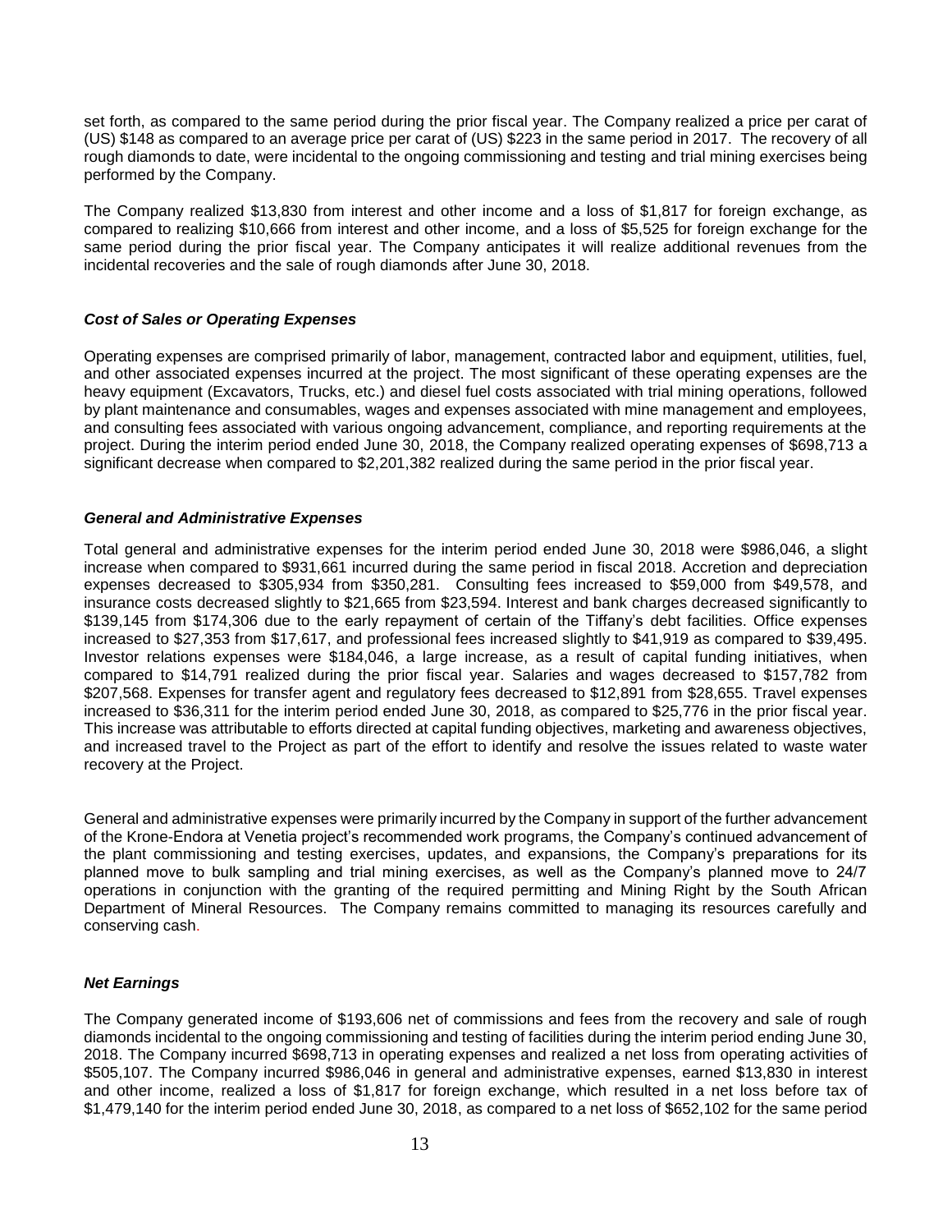set forth, as compared to the same period during the prior fiscal year. The Company realized a price per carat of (US) $148 as compared to an average price per carat of (US) $223 in the same period in 2017. The recovery of all rough diamonds to date, were incidental to the ongoing commissioning and testing and trial mining exercises being performed by the Company.

The Company realized $13,830 from interest and other income and a loss of $1,817 for foreign exchange, as compared to realizing $10,666 from interest and other income, and a loss of $5,525 for foreign exchange for the same period during the prior fiscal year. The Company anticipates it will realize additional revenues from the incidental recoveries and the sale of rough diamonds after June 30, 2018.

### *Cost of Sales or Operating Expenses*

Operating expenses are comprised primarily of labor, management, contracted labor and equipment, utilities, fuel, and other associated expenses incurred at the project. The most significant of these operating expenses are the heavy equipment (Excavators, Trucks, etc.) and diesel fuel costs associated with trial mining operations, followed by plant maintenance and consumables, wages and expenses associated with mine management and employees, and consulting fees associated with various ongoing advancement, compliance, and reporting requirements at the project. During the interim period ended June 30, 2018, the Company realized operating expenses of $698,713 a significant decrease when compared to $2,201,382 realized during the same period in the prior fiscal year.

### *General and Administrative Expenses*

Total general and administrative expenses for the interim period ended June 30, 2018 were $986,046, a slight increase when compared to $931,661 incurred during the same period in fiscal 2018. Accretion and depreciation expenses decreased to $305,934 from $350,281. Consulting fees increased to $59,000 from $49,578, and insurance costs decreased slightly to $21,665 from $23,594. Interest and bank charges decreased significantly to $139,145 from $174,306 due to the early repayment of certain of the Tiffany's debt facilities. Office expenses increased to $27,353 from $17,617, and professional fees increased slightly to $41,919 as compared to $39,495. Investor relations expenses were $184,046, a large increase, as a result of capital funding initiatives, when compared to $14,791 realized during the prior fiscal year. Salaries and wages decreased to $157,782 from $207,568. Expenses for transfer agent and regulatory fees decreased to $12,891 from $28,655. Travel expenses increased to $36,311 for the interim period ended June 30, 2018, as compared to $25,776 in the prior fiscal year. This increase was attributable to efforts directed at capital funding objectives, marketing and awareness objectives, and increased travel to the Project as part of the effort to identify and resolve the issues related to waste water recovery at the Project.

General and administrative expenses were primarily incurred by the Company in support of the further advancement of the Krone-Endora at Venetia project's recommended work programs, the Company's continued advancement of the plant commissioning and testing exercises, updates, and expansions, the Company's preparations for its planned move to bulk sampling and trial mining exercises, as well as the Company's planned move to 24/7 operations in conjunction with the granting of the required permitting and Mining Right by the South African Department of Mineral Resources. The Company remains committed to managing its resources carefully and conserving cash.

### *Net Earnings*

The Company generated income of $193,606 net of commissions and fees from the recovery and sale of rough diamonds incidental to the ongoing commissioning and testing of facilities during the interim period ending June 30, 2018. The Company incurred $698,713 in operating expenses and realized a net loss from operating activities of $505,107. The Company incurred $986,046 in general and administrative expenses, earned $13,830 in interest and other income, realized a loss of $1,817 for foreign exchange, which resulted in a net loss before tax of $1,479,140 for the interim period ended June 30, 2018, as compared to a net loss of $652,102 for the same period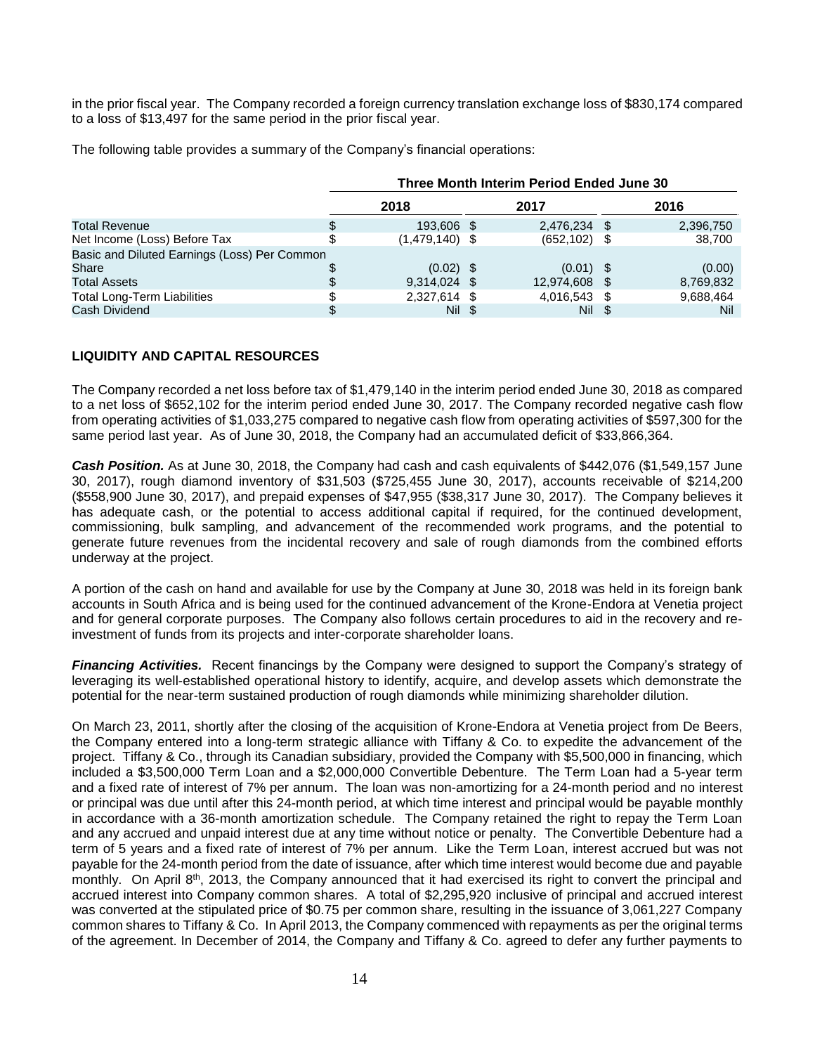in the prior fiscal year. The Company recorded a foreign currency translation exchange loss of $830,174 compared to a loss of $13,497 for the same period in the prior fiscal year.

The following table provides a summary of the Company's financial operations:

| | Three Month Interim Period Ended June 30 | | |
|---|---|---|---|
| | 2018 | 2017 | 2016 |
| Total Revenue | $ 193,606 | $ 2,476,234 | $ 2,396,750 |
| Net Income (Loss) Before Tax | $ (1,479,140) | $ (652,102) | $ 38,700 |
| Basic and Diluted Earnings (Loss) Per Common Share | $ (0.02) | $ (0.01) | $ (0.00) |
| Total Assets | $ 9,314,024 | $ 12,974,608 | $ 8,769,832 |
| Total Long-Term Liabilities | $ 2,327,614 | $ 4,016,543 | $ 9,688,464 |
| Cash Dividend | $ Nil | $ Nil | $ Nil |

## LIQUIDITY AND CAPITAL RESOURCES

The Company recorded a net loss before tax of $1,479,140 in the interim period ended June 30, 2018 as compared to a net loss of $652,102 for the interim period ended June 30, 2017. The Company recorded negative cash flow from operating activities of $1,033,275 compared to negative cash flow from operating activities of $597,300 for the same period last year. As of June 30, 2018, the Company had an accumulated deficit of $33,866,364.

***Cash Position.*** As at June 30, 2018, the Company had cash and cash equivalents of $442,076 ($1,549,157 June 30, 2017), rough diamond inventory of $31,503 ($725,455 June 30, 2017), accounts receivable of $214,200 ($558,900 June 30, 2017), and prepaid expenses of $47,955 ($38,317 June 30, 2017). The Company believes it has adequate cash, or the potential to access additional capital if required, for the continued development, commissioning, bulk sampling, and advancement of the recommended work programs, and the potential to generate future revenues from the incidental recovery and sale of rough diamonds from the combined efforts underway at the project.

A portion of the cash on hand and available for use by the Company at June 30, 2018 was held in its foreign bank accounts in South Africa and is being used for the continued advancement of the Krone-Endora at Venetia project and for general corporate purposes. The Company also follows certain procedures to aid in the recovery and re-investment of funds from its projects and inter-corporate shareholder loans.

***Financing Activities.*** Recent financings by the Company were designed to support the Company's strategy of leveraging its well-established operational history to identify, acquire, and develop assets which demonstrate the potential for the near-term sustained production of rough diamonds while minimizing shareholder dilution.

On March 23, 2011, shortly after the closing of the acquisition of Krone-Endora at Venetia project from De Beers, the Company entered into a long-term strategic alliance with Tiffany & Co. to expedite the advancement of the project. Tiffany & Co., through its Canadian subsidiary, provided the Company with $5,500,000 in financing, which included a $3,500,000 Term Loan and a $2,000,000 Convertible Debenture. The Term Loan had a 5-year term and a fixed rate of interest of 7% per annum. The loan was non-amortizing for a 24-month period and no interest or principal was due until after this 24-month period, at which time interest and principal would be payable monthly in accordance with a 36-month amortization schedule. The Company retained the right to repay the Term Loan and any accrued and unpaid interest due at any time without notice or penalty. The Convertible Debenture had a term of 5 years and a fixed rate of interest of 7% per annum. Like the Term Loan, interest accrued but was not payable for the 24-month period from the date of issuance, after which time interest would become due and payable monthly. On April 8th, 2013, the Company announced that it had exercised its right to convert the principal and accrued interest into Company common shares. A total of $2,295,920 inclusive of principal and accrued interest was converted at the stipulated price of $0.75 per common share, resulting in the issuance of 3,061,227 Company common shares to Tiffany & Co. In April 2013, the Company commenced with repayments as per the original terms of the agreement. In December of 2014, the Company and Tiffany & Co. agreed to defer any further payments to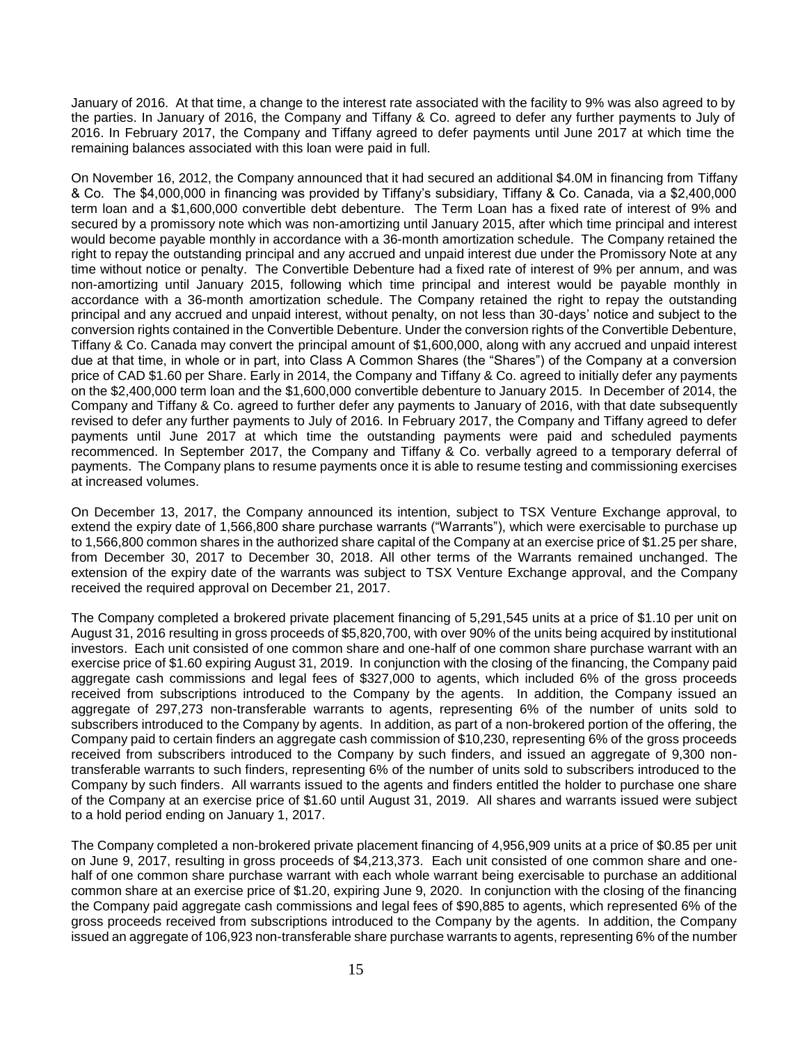January of 2016. At that time, a change to the interest rate associated with the facility to 9% was also agreed to by the parties. In January of 2016, the Company and Tiffany & Co. agreed to defer any further payments to July of 2016. In February 2017, the Company and Tiffany agreed to defer payments until June 2017 at which time the remaining balances associated with this loan were paid in full.

On November 16, 2012, the Company announced that it had secured an additional $4.0M in financing from Tiffany & Co. The $4,000,000 in financing was provided by Tiffany's subsidiary, Tiffany & Co. Canada, via a $2,400,000 term loan and a $1,600,000 convertible debt debenture. The Term Loan has a fixed rate of interest of 9% and secured by a promissory note which was non-amortizing until January 2015, after which time principal and interest would become payable monthly in accordance with a 36-month amortization schedule. The Company retained the right to repay the outstanding principal and any accrued and unpaid interest due under the Promissory Note at any time without notice or penalty. The Convertible Debenture had a fixed rate of interest of 9% per annum, and was non-amortizing until January 2015, following which time principal and interest would be payable monthly in accordance with a 36-month amortization schedule. The Company retained the right to repay the outstanding principal and any accrued and unpaid interest, without penalty, on not less than 30-days' notice and subject to the conversion rights contained in the Convertible Debenture. Under the conversion rights of the Convertible Debenture, Tiffany & Co. Canada may convert the principal amount of $1,600,000, along with any accrued and unpaid interest due at that time, in whole or in part, into Class A Common Shares (the "Shares") of the Company at a conversion price of CAD $1.60 per Share. Early in 2014, the Company and Tiffany & Co. agreed to initially defer any payments on the $2,400,000 term loan and the $1,600,000 convertible debenture to January 2015. In December of 2014, the Company and Tiffany & Co. agreed to further defer any payments to January of 2016, with that date subsequently revised to defer any further payments to July of 2016. In February 2017, the Company and Tiffany agreed to defer payments until June 2017 at which time the outstanding payments were paid and scheduled payments recommenced. In September 2017, the Company and Tiffany & Co. verbally agreed to a temporary deferral of payments. The Company plans to resume payments once it is able to resume testing and commissioning exercises at increased volumes.

On December 13, 2017, the Company announced its intention, subject to TSX Venture Exchange approval, to extend the expiry date of 1,566,800 share purchase warrants ("Warrants"), which were exercisable to purchase up to 1,566,800 common shares in the authorized share capital of the Company at an exercise price of $1.25 per share, from December 30, 2017 to December 30, 2018. All other terms of the Warrants remained unchanged. The extension of the expiry date of the warrants was subject to TSX Venture Exchange approval, and the Company received the required approval on December 21, 2017.

The Company completed a brokered private placement financing of 5,291,545 units at a price of $1.10 per unit on August 31, 2016 resulting in gross proceeds of $5,820,700, with over 90% of the units being acquired by institutional investors. Each unit consisted of one common share and one-half of one common share purchase warrant with an exercise price of $1.60 expiring August 31, 2019. In conjunction with the closing of the financing, the Company paid aggregate cash commissions and legal fees of $327,000 to agents, which included 6% of the gross proceeds received from subscriptions introduced to the Company by the agents. In addition, the Company issued an aggregate of 297,273 non-transferable warrants to agents, representing 6% of the number of units sold to subscribers introduced to the Company by agents. In addition, as part of a non-brokered portion of the offering, the Company paid to certain finders an aggregate cash commission of $10,230, representing 6% of the gross proceeds received from subscribers introduced to the Company by such finders, and issued an aggregate of 9,300 non-transferable warrants to such finders, representing 6% of the number of units sold to subscribers introduced to the Company by such finders. All warrants issued to the agents and finders entitled the holder to purchase one share of the Company at an exercise price of $1.60 until August 31, 2019. All shares and warrants issued were subject to a hold period ending on January 1, 2017.

The Company completed a non-brokered private placement financing of 4,956,909 units at a price of $0.85 per unit on June 9, 2017, resulting in gross proceeds of $4,213,373. Each unit consisted of one common share and one-half of one common share purchase warrant with each whole warrant being exercisable to purchase an additional common share at an exercise price of $1.20, expiring June 9, 2020. In conjunction with the closing of the financing the Company paid aggregate cash commissions and legal fees of $90,885 to agents, which represented 6% of the gross proceeds received from subscriptions introduced to the Company by the agents. In addition, the Company issued an aggregate of 106,923 non-transferable share purchase warrants to agents, representing 6% of the number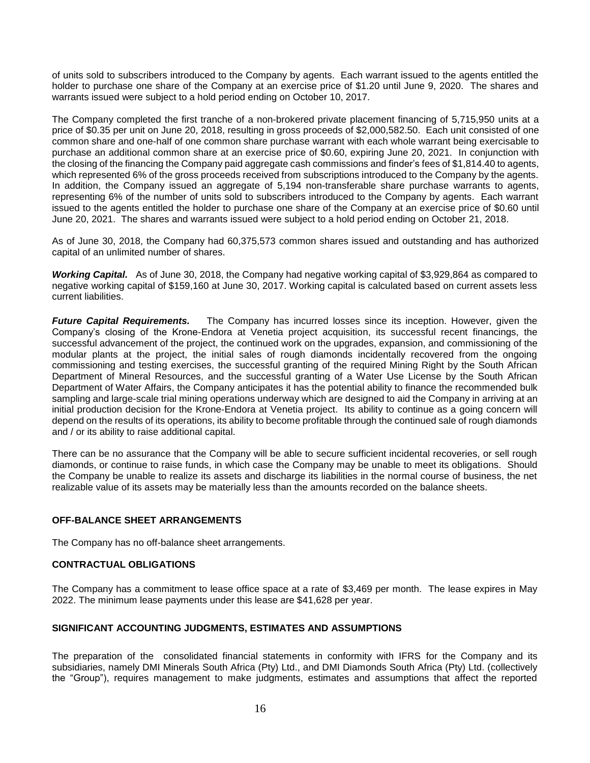of units sold to subscribers introduced to the Company by agents. Each warrant issued to the agents entitled the holder to purchase one share of the Company at an exercise price of $1.20 until June 9, 2020. The shares and warrants issued were subject to a hold period ending on October 10, 2017.

The Company completed the first tranche of a non-brokered private placement financing of 5,715,950 units at a price of $0.35 per unit on June 20, 2018, resulting in gross proceeds of $2,000,582.50. Each unit consisted of one common share and one-half of one common share purchase warrant with each whole warrant being exercisable to purchase an additional common share at an exercise price of $0.60, expiring June 20, 2021. In conjunction with the closing of the financing the Company paid aggregate cash commissions and finder's fees of $1,814.40 to agents, which represented 6% of the gross proceeds received from subscriptions introduced to the Company by the agents. In addition, the Company issued an aggregate of 5,194 non-transferable share purchase warrants to agents, representing 6% of the number of units sold to subscribers introduced to the Company by agents. Each warrant issued to the agents entitled the holder to purchase one share of the Company at an exercise price of $0.60 until June 20, 2021. The shares and warrants issued were subject to a hold period ending on October 21, 2018.

As of June 30, 2018, the Company had 60,375,573 common shares issued and outstanding and has authorized capital of an unlimited number of shares.

***Working Capital.*** As of June 30, 2018, the Company had negative working capital of $3,929,864 as compared to negative working capital of $159,160 at June 30, 2017. Working capital is calculated based on current assets less current liabilities.

***Future Capital Requirements.*** The Company has incurred losses since its inception. However, given the Company's closing of the Krone-Endora at Venetia project acquisition, its successful recent financings, the successful advancement of the project, the continued work on the upgrades, expansion, and commissioning of the modular plants at the project, the initial sales of rough diamonds incidentally recovered from the ongoing commissioning and testing exercises, the successful granting of the required Mining Right by the South African Department of Mineral Resources, and the successful granting of a Water Use License by the South African Department of Water Affairs, the Company anticipates it has the potential ability to finance the recommended bulk sampling and large-scale trial mining operations underway which are designed to aid the Company in arriving at an initial production decision for the Krone-Endora at Venetia project. Its ability to continue as a going concern will depend on the results of its operations, its ability to become profitable through the continued sale of rough diamonds and / or its ability to raise additional capital.

There can be no assurance that the Company will be able to secure sufficient incidental recoveries, or sell rough diamonds, or continue to raise funds, in which case the Company may be unable to meet its obligations. Should the Company be unable to realize its assets and discharge its liabilities in the normal course of business, the net realizable value of its assets may be materially less than the amounts recorded on the balance sheets.

## OFF-BALANCE SHEET ARRANGEMENTS

The Company has no off-balance sheet arrangements.

## CONTRACTUAL OBLIGATIONS

The Company has a commitment to lease office space at a rate of $3,469 per month. The lease expires in May 2022. The minimum lease payments under this lease are $41,628 per year.

## SIGNIFICANT ACCOUNTING JUDGMENTS, ESTIMATES AND ASSUMPTIONS

The preparation of the consolidated financial statements in conformity with IFRS for the Company and its subsidiaries, namely DMI Minerals South Africa (Pty) Ltd., and DMI Diamonds South Africa (Pty) Ltd. (collectively the "Group"), requires management to make judgments, estimates and assumptions that affect the reported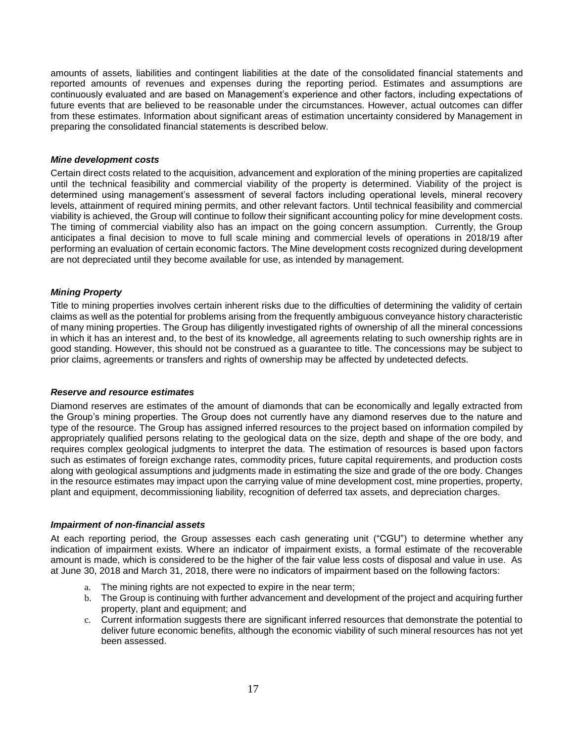amounts of assets, liabilities and contingent liabilities at the date of the consolidated financial statements and reported amounts of revenues and expenses during the reporting period. Estimates and assumptions are continuously evaluated and are based on Management's experience and other factors, including expectations of future events that are believed to be reasonable under the circumstances. However, actual outcomes can differ from these estimates. Information about significant areas of estimation uncertainty considered by Management in preparing the consolidated financial statements is described below.

***Mine development costs***

Certain direct costs related to the acquisition, advancement and exploration of the mining properties are capitalized until the technical feasibility and commercial viability of the property is determined. Viability of the project is determined using management's assessment of several factors including operational levels, mineral recovery levels, attainment of required mining permits, and other relevant factors. Until technical feasibility and commercial viability is achieved, the Group will continue to follow their significant accounting policy for mine development costs. The timing of commercial viability also has an impact on the going concern assumption. Currently, the Group anticipates a final decision to move to full scale mining and commercial levels of operations in 2018/19 after performing an evaluation of certain economic factors. The Mine development costs recognized during development are not depreciated until they become available for use, as intended by management.

***Mining Property***

Title to mining properties involves certain inherent risks due to the difficulties of determining the validity of certain claims as well as the potential for problems arising from the frequently ambiguous conveyance history characteristic of many mining properties. The Group has diligently investigated rights of ownership of all the mineral concessions in which it has an interest and, to the best of its knowledge, all agreements relating to such ownership rights are in good standing. However, this should not be construed as a guarantee to title. The concessions may be subject to prior claims, agreements or transfers and rights of ownership may be affected by undetected defects.

***Reserve and resource estimates***

Diamond reserves are estimates of the amount of diamonds that can be economically and legally extracted from the Group's mining properties. The Group does not currently have any diamond reserves due to the nature and type of the resource. The Group has assigned inferred resources to the project based on information compiled by appropriately qualified persons relating to the geological data on the size, depth and shape of the ore body, and requires complex geological judgments to interpret the data. The estimation of resources is based upon factors such as estimates of foreign exchange rates, commodity prices, future capital requirements, and production costs along with geological assumptions and judgments made in estimating the size and grade of the ore body. Changes in the resource estimates may impact upon the carrying value of mine development cost, mine properties, property, plant and equipment, decommissioning liability, recognition of deferred tax assets, and depreciation charges.

***Impairment of non-financial assets***

At each reporting period, the Group assesses each cash generating unit ("CGU") to determine whether any indication of impairment exists. Where an indicator of impairment exists, a formal estimate of the recoverable amount is made, which is considered to be the higher of the fair value less costs of disposal and value in use. As at June 30, 2018 and March 31, 2018, there were no indicators of impairment based on the following factors:

a. The mining rights are not expected to expire in the near term;
b. The Group is continuing with further advancement and development of the project and acquiring further property, plant and equipment; and
c. Current information suggests there are significant inferred resources that demonstrate the potential to deliver future economic benefits, although the economic viability of such mineral resources has not yet been assessed.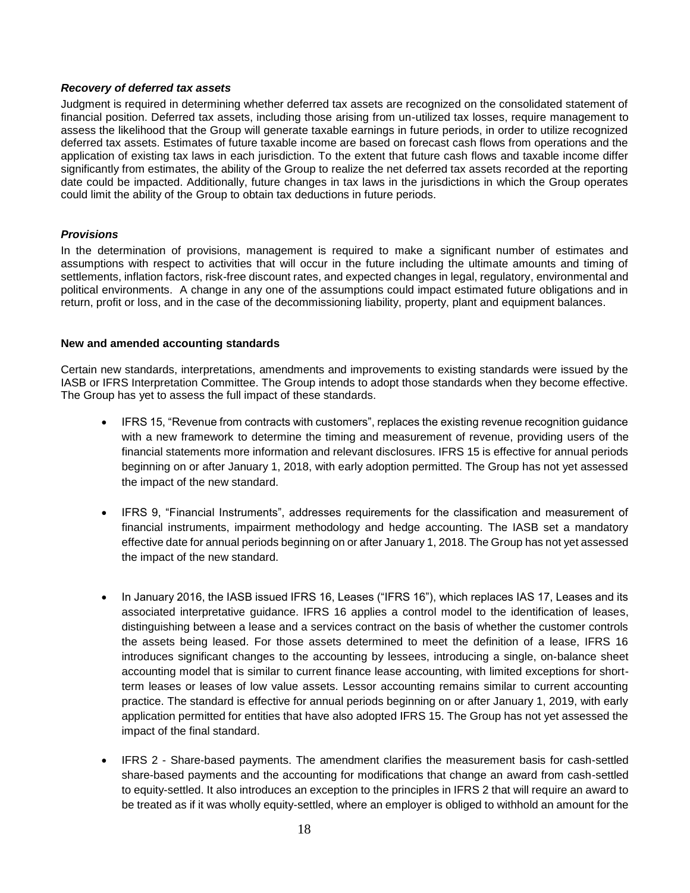### *Recovery of deferred tax assets*

Judgment is required in determining whether deferred tax assets are recognized on the consolidated statement of financial position. Deferred tax assets, including those arising from un-utilized tax losses, require management to assess the likelihood that the Group will generate taxable earnings in future periods, in order to utilize recognized deferred tax assets. Estimates of future taxable income are based on forecast cash flows from operations and the application of existing tax laws in each jurisdiction. To the extent that future cash flows and taxable income differ significantly from estimates, the ability of the Group to realize the net deferred tax assets recorded at the reporting date could be impacted. Additionally, future changes in tax laws in the jurisdictions in which the Group operates could limit the ability of the Group to obtain tax deductions in future periods.

### *Provisions*

In the determination of provisions, management is required to make a significant number of estimates and assumptions with respect to activities that will occur in the future including the ultimate amounts and timing of settlements, inflation factors, risk-free discount rates, and expected changes in legal, regulatory, environmental and political environments. A change in any one of the assumptions could impact estimated future obligations and in return, profit or loss, and in the case of the decommissioning liability, property, plant and equipment balances.

**New and amended accounting standards**

Certain new standards, interpretations, amendments and improvements to existing standards were issued by the IASB or IFRS Interpretation Committee. The Group intends to adopt those standards when they become effective. The Group has yet to assess the full impact of these standards.

- IFRS 15, "Revenue from contracts with customers", replaces the existing revenue recognition guidance with a new framework to determine the timing and measurement of revenue, providing users of the financial statements more information and relevant disclosures. IFRS 15 is effective for annual periods beginning on or after January 1, 2018, with early adoption permitted. The Group has not yet assessed the impact of the new standard.

- IFRS 9, "Financial Instruments", addresses requirements for the classification and measurement of financial instruments, impairment methodology and hedge accounting. The IASB set a mandatory effective date for annual periods beginning on or after January 1, 2018. The Group has not yet assessed the impact of the new standard.

- In January 2016, the IASB issued IFRS 16, Leases ("IFRS 16"), which replaces IAS 17, Leases and its associated interpretative guidance. IFRS 16 applies a control model to the identification of leases, distinguishing between a lease and a services contract on the basis of whether the customer controls the assets being leased. For those assets determined to meet the definition of a lease, IFRS 16 introduces significant changes to the accounting by lessees, introducing a single, on-balance sheet accounting model that is similar to current finance lease accounting, with limited exceptions for short-term leases or leases of low value assets. Lessor accounting remains similar to current accounting practice. The standard is effective for annual periods beginning on or after January 1, 2019, with early application permitted for entities that have also adopted IFRS 15. The Group has not yet assessed the impact of the final standard.

- IFRS 2 - Share-based payments. The amendment clarifies the measurement basis for cash-settled share-based payments and the accounting for modifications that change an award from cash-settled to equity-settled. It also introduces an exception to the principles in IFRS 2 that will require an award to be treated as if it was wholly equity-settled, where an employer is obliged to withhold an amount for the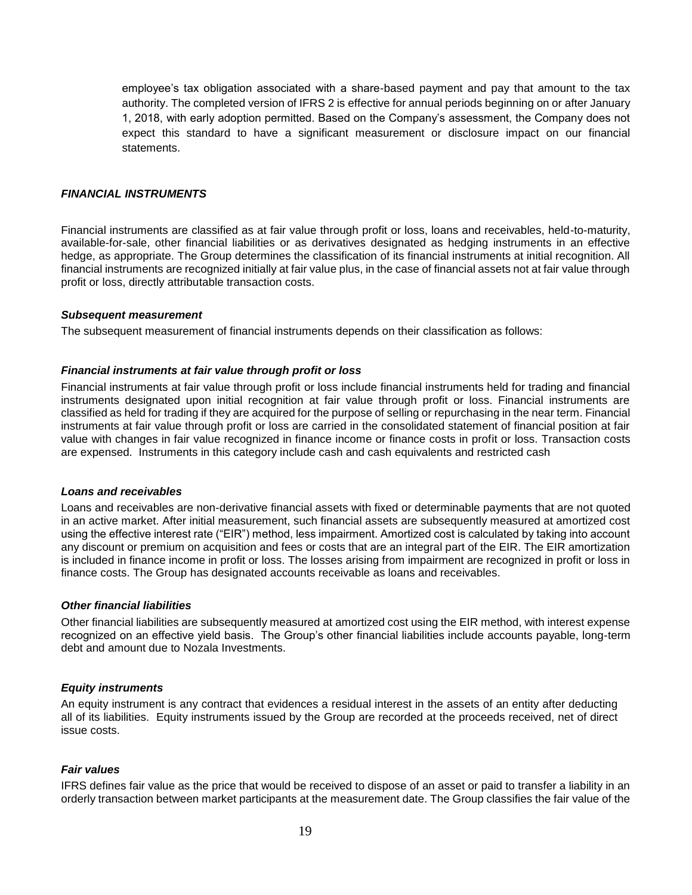employee's tax obligation associated with a share-based payment and pay that amount to the tax authority. The completed version of IFRS 2 is effective for annual periods beginning on or after January 1, 2018, with early adoption permitted. Based on the Company's assessment, the Company does not expect this standard to have a significant measurement or disclosure impact on our financial statements.

### *FINANCIAL INSTRUMENTS*

Financial instruments are classified as at fair value through profit or loss, loans and receivables, held-to-maturity, available-for-sale, other financial liabilities or as derivatives designated as hedging instruments in an effective hedge, as appropriate. The Group determines the classification of its financial instruments at initial recognition. All financial instruments are recognized initially at fair value plus, in the case of financial assets not at fair value through profit or loss, directly attributable transaction costs.

#### *Subsequent measurement*

The subsequent measurement of financial instruments depends on their classification as follows:

#### *Financial instruments at fair value through profit or loss*

Financial instruments at fair value through profit or loss include financial instruments held for trading and financial instruments designated upon initial recognition at fair value through profit or loss. Financial instruments are classified as held for trading if they are acquired for the purpose of selling or repurchasing in the near term. Financial instruments at fair value through profit or loss are carried in the consolidated statement of financial position at fair value with changes in fair value recognized in finance income or finance costs in profit or loss. Transaction costs are expensed. Instruments in this category include cash and cash equivalents and restricted cash

#### *Loans and receivables*

Loans and receivables are non-derivative financial assets with fixed or determinable payments that are not quoted in an active market. After initial measurement, such financial assets are subsequently measured at amortized cost using the effective interest rate ("EIR") method, less impairment. Amortized cost is calculated by taking into account any discount or premium on acquisition and fees or costs that are an integral part of the EIR. The EIR amortization is included in finance income in profit or loss. The losses arising from impairment are recognized in profit or loss in finance costs. The Group has designated accounts receivable as loans and receivables.

#### *Other financial liabilities*

Other financial liabilities are subsequently measured at amortized cost using the EIR method, with interest expense recognized on an effective yield basis. The Group's other financial liabilities include accounts payable, long-term debt and amount due to Nozala Investments.

#### *Equity instruments*

An equity instrument is any contract that evidences a residual interest in the assets of an entity after deducting all of its liabilities. Equity instruments issued by the Group are recorded at the proceeds received, net of direct issue costs.

#### *Fair values*

IFRS defines fair value as the price that would be received to dispose of an asset or paid to transfer a liability in an orderly transaction between market participants at the measurement date. The Group classifies the fair value of the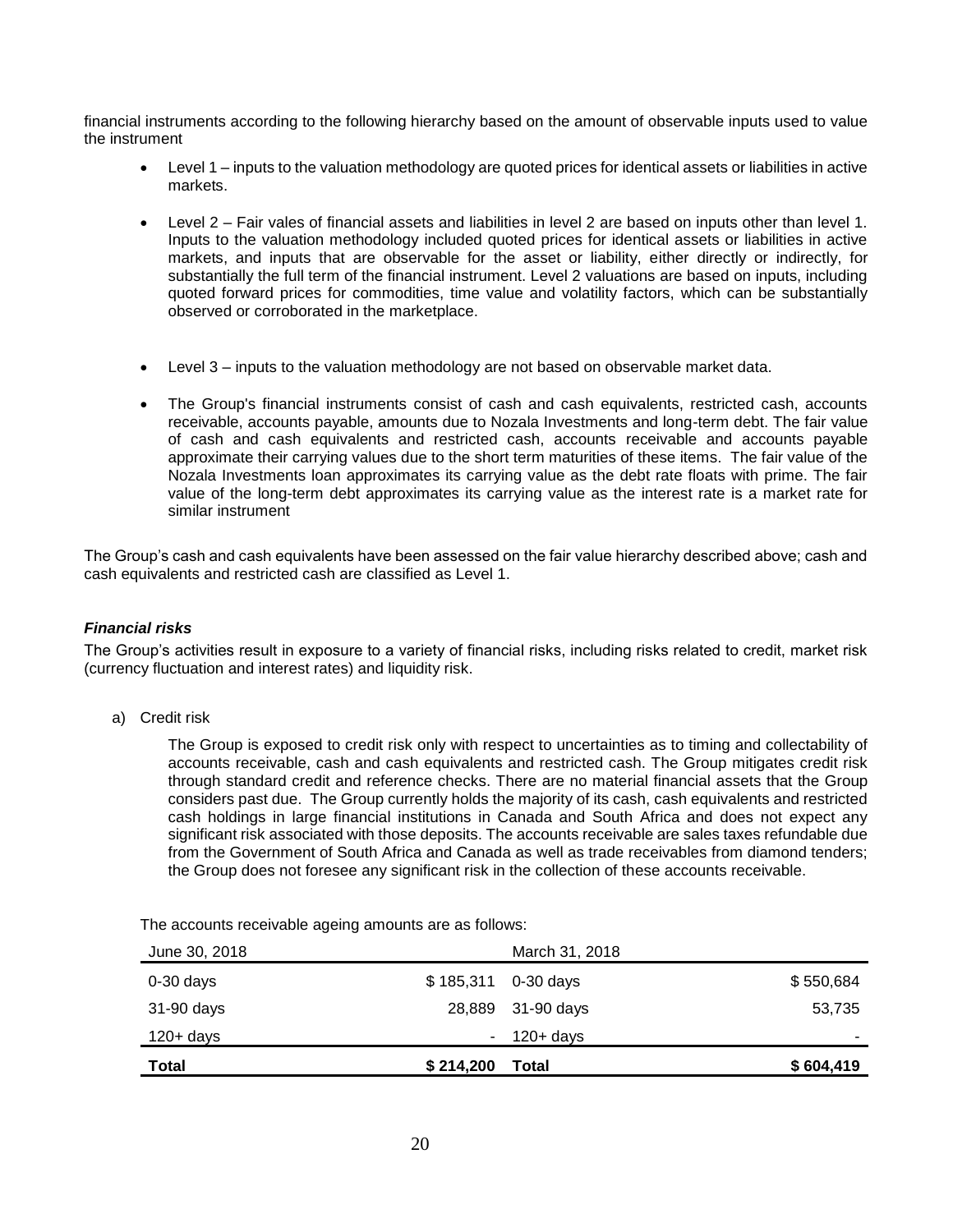financial instruments according to the following hierarchy based on the amount of observable inputs used to value the instrument

- Level 1 – inputs to the valuation methodology are quoted prices for identical assets or liabilities in active markets.
- Level 2 – Fair vales of financial assets and liabilities in level 2 are based on inputs other than level 1. Inputs to the valuation methodology included quoted prices for identical assets or liabilities in active markets, and inputs that are observable for the asset or liability, either directly or indirectly, for substantially the full term of the financial instrument. Level 2 valuations are based on inputs, including quoted forward prices for commodities, time value and volatility factors, which can be substantially observed or corroborated in the marketplace.
- Level 3 – inputs to the valuation methodology are not based on observable market data.
- The Group's financial instruments consist of cash and cash equivalents, restricted cash, accounts receivable, accounts payable, amounts due to Nozala Investments and long-term debt. The fair value of cash and cash equivalents and restricted cash, accounts receivable and accounts payable approximate their carrying values due to the short term maturities of these items. The fair value of the Nozala Investments loan approximates its carrying value as the debt rate floats with prime. The fair value of the long-term debt approximates its carrying value as the interest rate is a market rate for similar instrument

The Group's cash and cash equivalents have been assessed on the fair value hierarchy described above; cash and cash equivalents and restricted cash are classified as Level 1.

### *Financial risks*

The Group's activities result in exposure to a variety of financial risks, including risks related to credit, market risk (currency fluctuation and interest rates) and liquidity risk.

a) Credit risk

The Group is exposed to credit risk only with respect to uncertainties as to timing and collectability of accounts receivable, cash and cash equivalents and restricted cash. The Group mitigates credit risk through standard credit and reference checks. There are no material financial assets that the Group considers past due. The Group currently holds the majority of its cash, cash equivalents and restricted cash holdings in large financial institutions in Canada and South Africa and does not expect any significant risk associated with those deposits. The accounts receivable are sales taxes refundable due from the Government of South Africa and Canada as well as trade receivables from diamond tenders; the Group does not foresee any significant risk in the collection of these accounts receivable.

The accounts receivable ageing amounts are as follows:

| June 30, 2018 | | March 31, 2018 | |
|---|---|---|---|
| 0-30 days | $ 185,311 | 0-30 days | $ 550,684 |
| 31-90 days | 28,889 | 31-90 days | 53,735 |
| 120+ days | - | 120+ days | - |
| **Total** | **$ 214,200** | **Total** | **$ 604,419** |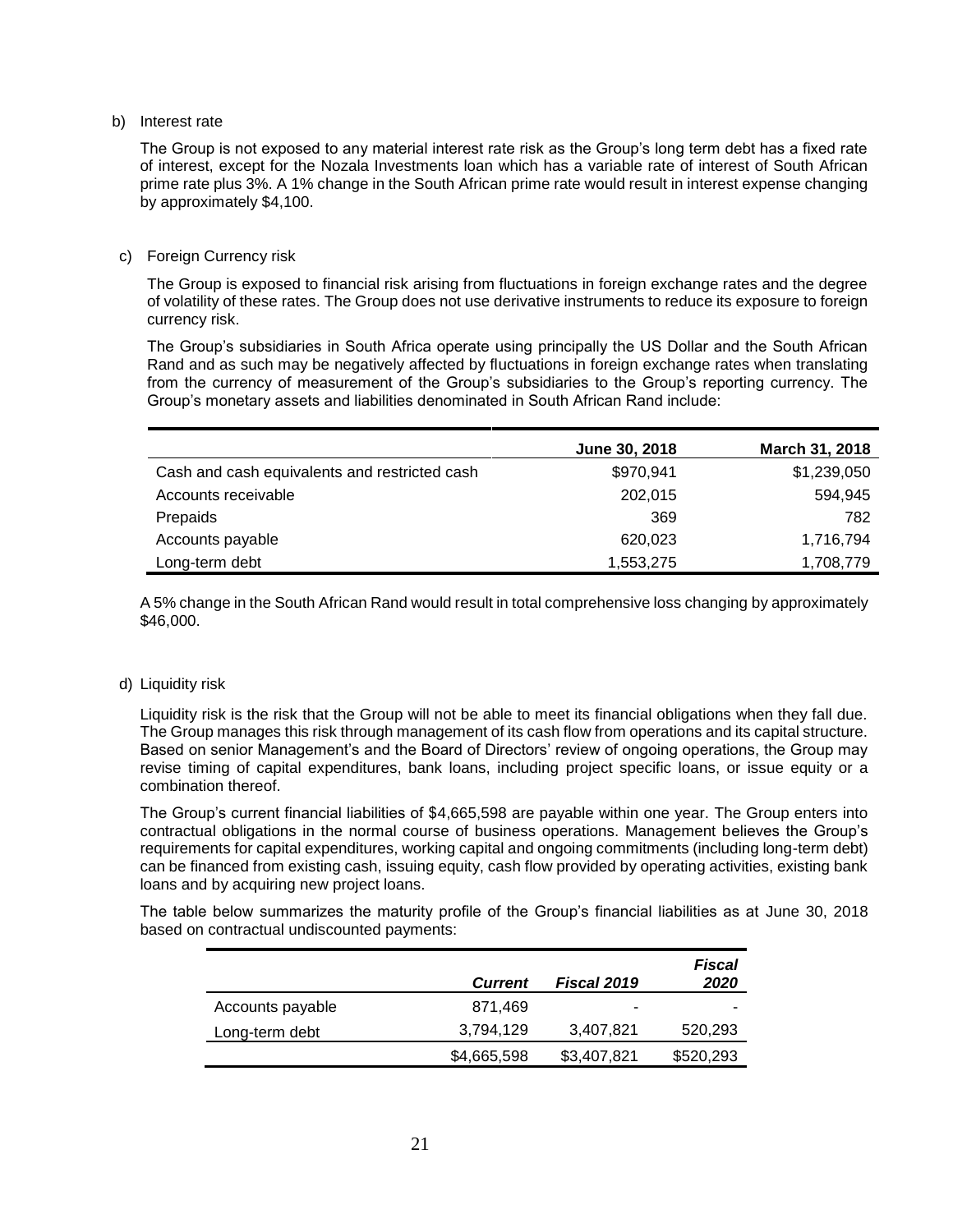b) Interest rate

The Group is not exposed to any material interest rate risk as the Group's long term debt has a fixed rate of interest, except for the Nozala Investments loan which has a variable rate of interest of South African prime rate plus 3%. A 1% change in the South African prime rate would result in interest expense changing by approximately $4,100.

c) Foreign Currency risk

The Group is exposed to financial risk arising from fluctuations in foreign exchange rates and the degree of volatility of these rates. The Group does not use derivative instruments to reduce its exposure to foreign currency risk.

The Group's subsidiaries in South Africa operate using principally the US Dollar and the South African Rand and as such may be negatively affected by fluctuations in foreign exchange rates when translating from the currency of measurement of the Group's subsidiaries to the Group's reporting currency. The Group's monetary assets and liabilities denominated in South African Rand include:

| | June 30, 2018 | March 31, 2018 |
|---|---|---|
| Cash and cash equivalents and restricted cash | $970,941 | $1,239,050 |
| Accounts receivable | 202,015 | 594,945 |
| Prepaids | 369 | 782 |
| Accounts payable | 620,023 | 1,716,794 |
| Long-term debt | 1,553,275 | 1,708,779 |

A 5% change in the South African Rand would result in total comprehensive loss changing by approximately $46,000.

d) Liquidity risk

Liquidity risk is the risk that the Group will not be able to meet its financial obligations when they fall due. The Group manages this risk through management of its cash flow from operations and its capital structure. Based on senior Management's and the Board of Directors' review of ongoing operations, the Group may revise timing of capital expenditures, bank loans, including project specific loans, or issue equity or a combination thereof.

The Group's current financial liabilities of $4,665,598 are payable within one year. The Group enters into contractual obligations in the normal course of business operations. Management believes the Group's requirements for capital expenditures, working capital and ongoing commitments (including long-term debt) can be financed from existing cash, issuing equity, cash flow provided by operating activities, existing bank loans and by acquiring new project loans.

The table below summarizes the maturity profile of the Group's financial liabilities as at June 30, 2018 based on contractual undiscounted payments:

| | *Current* | *Fiscal 2019* | *Fiscal 2020* |
|---|---|---|---|
| Accounts payable | 871,469 | - | - |
| Long-term debt | 3,794,129 | 3,407,821 | 520,293 |
| | $4,665,598 | $3,407,821 | $520,293 |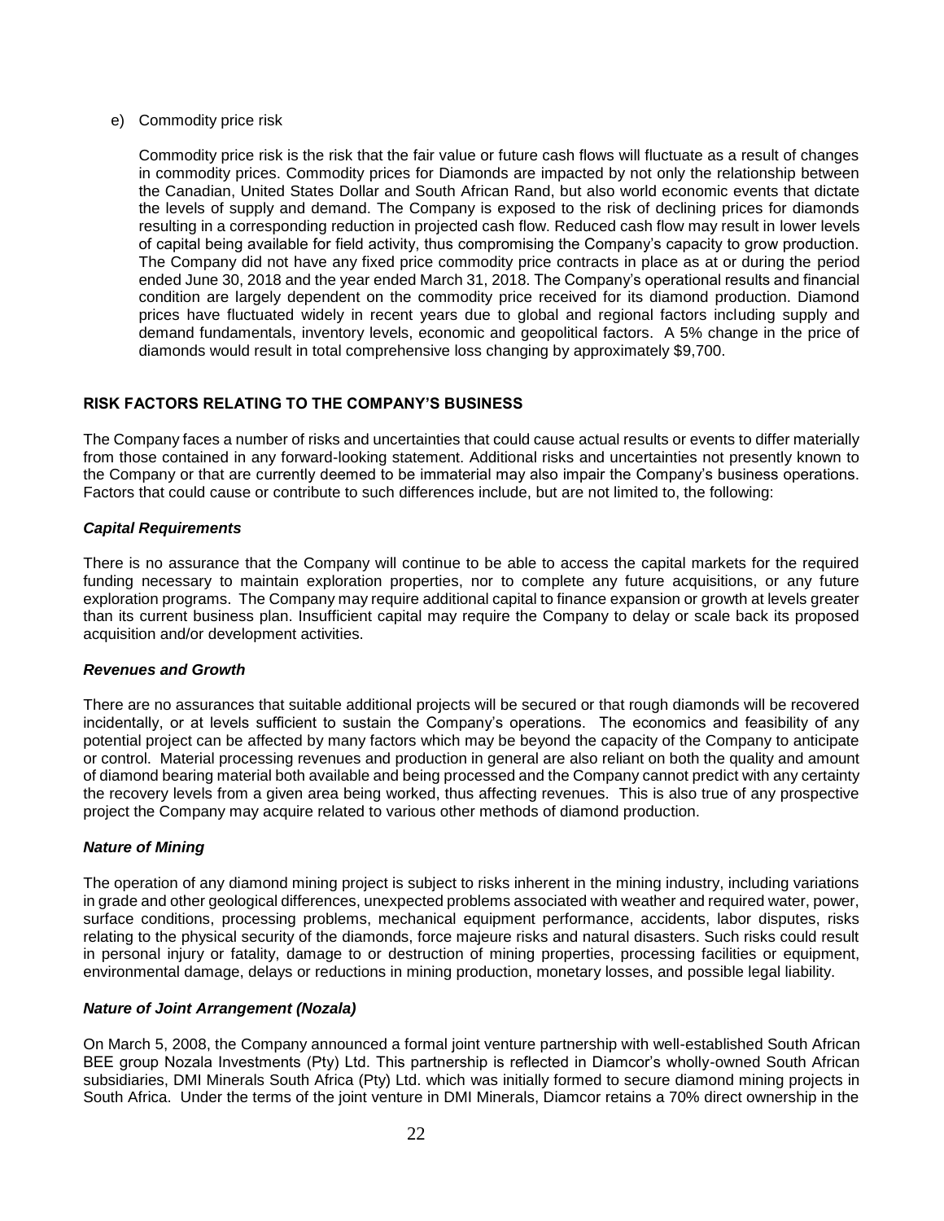e) Commodity price risk

Commodity price risk is the risk that the fair value or future cash flows will fluctuate as a result of changes in commodity prices. Commodity prices for Diamonds are impacted by not only the relationship between the Canadian, United States Dollar and South African Rand, but also world economic events that dictate the levels of supply and demand. The Company is exposed to the risk of declining prices for diamonds resulting in a corresponding reduction in projected cash flow. Reduced cash flow may result in lower levels of capital being available for field activity, thus compromising the Company's capacity to grow production. The Company did not have any fixed price commodity price contracts in place as at or during the period ended June 30, 2018 and the year ended March 31, 2018. The Company's operational results and financial condition are largely dependent on the commodity price received for its diamond production. Diamond prices have fluctuated widely in recent years due to global and regional factors including supply and demand fundamentals, inventory levels, economic and geopolitical factors. A 5% change in the price of diamonds would result in total comprehensive loss changing by approximately $9,700.

## RISK FACTORS RELATING TO THE COMPANY'S BUSINESS

The Company faces a number of risks and uncertainties that could cause actual results or events to differ materially from those contained in any forward-looking statement. Additional risks and uncertainties not presently known to the Company or that are currently deemed to be immaterial may also impair the Company's business operations. Factors that could cause or contribute to such differences include, but are not limited to, the following:

### *Capital Requirements*

There is no assurance that the Company will continue to be able to access the capital markets for the required funding necessary to maintain exploration properties, nor to complete any future acquisitions, or any future exploration programs. The Company may require additional capital to finance expansion or growth at levels greater than its current business plan. Insufficient capital may require the Company to delay or scale back its proposed acquisition and/or development activities.

### *Revenues and Growth*

There are no assurances that suitable additional projects will be secured or that rough diamonds will be recovered incidentally, or at levels sufficient to sustain the Company's operations. The economics and feasibility of any potential project can be affected by many factors which may be beyond the capacity of the Company to anticipate or control. Material processing revenues and production in general are also reliant on both the quality and amount of diamond bearing material both available and being processed and the Company cannot predict with any certainty the recovery levels from a given area being worked, thus affecting revenues. This is also true of any prospective project the Company may acquire related to various other methods of diamond production.

### *Nature of Mining*

The operation of any diamond mining project is subject to risks inherent in the mining industry, including variations in grade and other geological differences, unexpected problems associated with weather and required water, power, surface conditions, processing problems, mechanical equipment performance, accidents, labor disputes, risks relating to the physical security of the diamonds, force majeure risks and natural disasters. Such risks could result in personal injury or fatality, damage to or destruction of mining properties, processing facilities or equipment, environmental damage, delays or reductions in mining production, monetary losses, and possible legal liability.

### *Nature of Joint Arrangement (Nozala)*

On March 5, 2008, the Company announced a formal joint venture partnership with well-established South African BEE group Nozala Investments (Pty) Ltd. This partnership is reflected in Diamcor's wholly-owned South African subsidiaries, DMI Minerals South Africa (Pty) Ltd. which was initially formed to secure diamond mining projects in South Africa. Under the terms of the joint venture in DMI Minerals, Diamcor retains a 70% direct ownership in the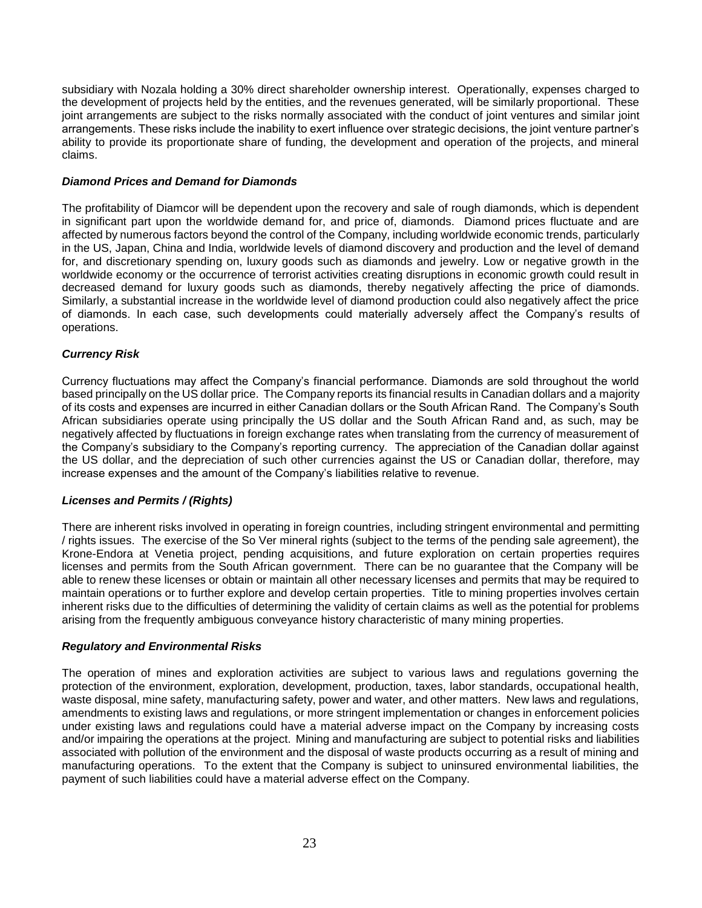subsidiary with Nozala holding a 30% direct shareholder ownership interest. Operationally, expenses charged to the development of projects held by the entities, and the revenues generated, will be similarly proportional. These joint arrangements are subject to the risks normally associated with the conduct of joint ventures and similar joint arrangements. These risks include the inability to exert influence over strategic decisions, the joint venture partner's ability to provide its proportionate share of funding, the development and operation of the projects, and mineral claims.

### ***Diamond Prices and Demand for Diamonds***

The profitability of Diamcor will be dependent upon the recovery and sale of rough diamonds, which is dependent in significant part upon the worldwide demand for, and price of, diamonds. Diamond prices fluctuate and are affected by numerous factors beyond the control of the Company, including worldwide economic trends, particularly in the US, Japan, China and India, worldwide levels of diamond discovery and production and the level of demand for, and discretionary spending on, luxury goods such as diamonds and jewelry. Low or negative growth in the worldwide economy or the occurrence of terrorist activities creating disruptions in economic growth could result in decreased demand for luxury goods such as diamonds, thereby negatively affecting the price of diamonds. Similarly, a substantial increase in the worldwide level of diamond production could also negatively affect the price of diamonds. In each case, such developments could materially adversely affect the Company's results of operations.

### ***Currency Risk***

Currency fluctuations may affect the Company's financial performance. Diamonds are sold throughout the world based principally on the US dollar price. The Company reports its financial results in Canadian dollars and a majority of its costs and expenses are incurred in either Canadian dollars or the South African Rand. The Company's South African subsidiaries operate using principally the US dollar and the South African Rand and, as such, may be negatively affected by fluctuations in foreign exchange rates when translating from the currency of measurement of the Company's subsidiary to the Company's reporting currency. The appreciation of the Canadian dollar against the US dollar, and the depreciation of such other currencies against the US or Canadian dollar, therefore, may increase expenses and the amount of the Company's liabilities relative to revenue.

### ***Licenses and Permits / (Rights)***

There are inherent risks involved in operating in foreign countries, including stringent environmental and permitting / rights issues. The exercise of the So Ver mineral rights (subject to the terms of the pending sale agreement), the Krone-Endora at Venetia project, pending acquisitions, and future exploration on certain properties requires licenses and permits from the South African government. There can be no guarantee that the Company will be able to renew these licenses or obtain or maintain all other necessary licenses and permits that may be required to maintain operations or to further explore and develop certain properties. Title to mining properties involves certain inherent risks due to the difficulties of determining the validity of certain claims as well as the potential for problems arising from the frequently ambiguous conveyance history characteristic of many mining properties.

### ***Regulatory and Environmental Risks***

The operation of mines and exploration activities are subject to various laws and regulations governing the protection of the environment, exploration, development, production, taxes, labor standards, occupational health, waste disposal, mine safety, manufacturing safety, power and water, and other matters. New laws and regulations, amendments to existing laws and regulations, or more stringent implementation or changes in enforcement policies under existing laws and regulations could have a material adverse impact on the Company by increasing costs and/or impairing the operations at the project. Mining and manufacturing are subject to potential risks and liabilities associated with pollution of the environment and the disposal of waste products occurring as a result of mining and manufacturing operations. To the extent that the Company is subject to uninsured environmental liabilities, the payment of such liabilities could have a material adverse effect on the Company.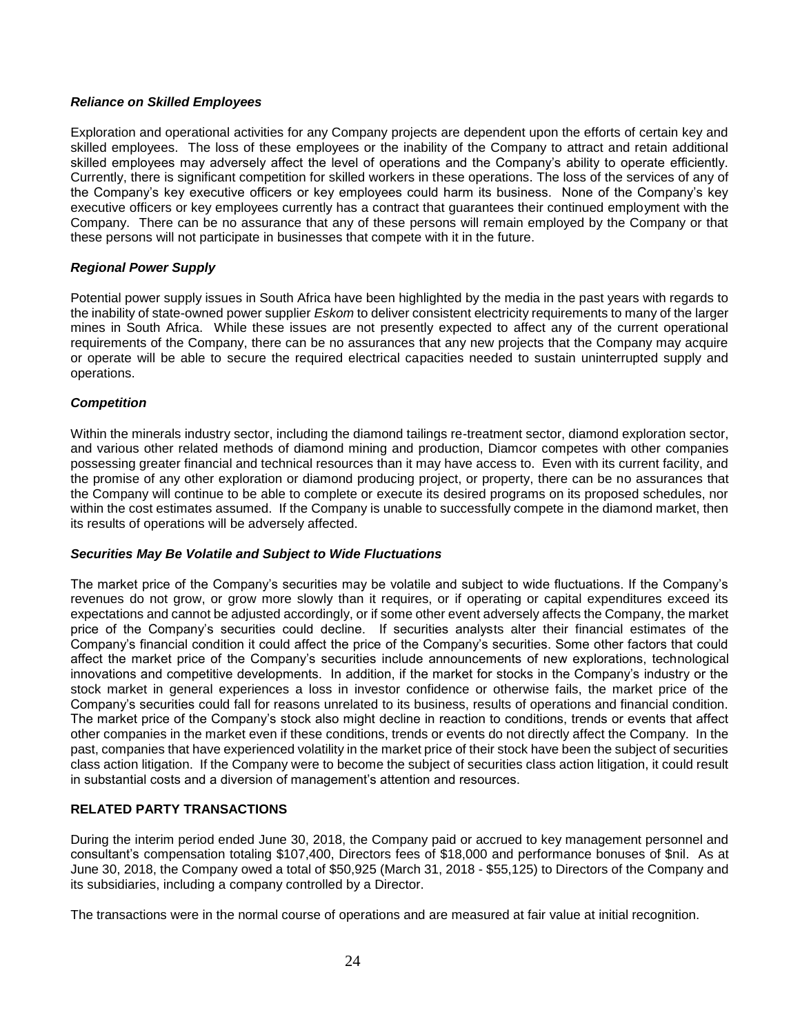### *Reliance on Skilled Employees*

Exploration and operational activities for any Company projects are dependent upon the efforts of certain key and skilled employees. The loss of these employees or the inability of the Company to attract and retain additional skilled employees may adversely affect the level of operations and the Company's ability to operate efficiently. Currently, there is significant competition for skilled workers in these operations. The loss of the services of any of the Company's key executive officers or key employees could harm its business. None of the Company's key executive officers or key employees currently has a contract that guarantees their continued employment with the Company. There can be no assurance that any of these persons will remain employed by the Company or that these persons will not participate in businesses that compete with it in the future.

### *Regional Power Supply*

Potential power supply issues in South Africa have been highlighted by the media in the past years with regards to the inability of state-owned power supplier *Eskom* to deliver consistent electricity requirements to many of the larger mines in South Africa. While these issues are not presently expected to affect any of the current operational requirements of the Company, there can be no assurances that any new projects that the Company may acquire or operate will be able to secure the required electrical capacities needed to sustain uninterrupted supply and operations.

### *Competition*

Within the minerals industry sector, including the diamond tailings re-treatment sector, diamond exploration sector, and various other related methods of diamond mining and production, Diamcor competes with other companies possessing greater financial and technical resources than it may have access to. Even with its current facility, and the promise of any other exploration or diamond producing project, or property, there can be no assurances that the Company will continue to be able to complete or execute its desired programs on its proposed schedules, nor within the cost estimates assumed. If the Company is unable to successfully compete in the diamond market, then its results of operations will be adversely affected.

### *Securities May Be Volatile and Subject to Wide Fluctuations*

The market price of the Company's securities may be volatile and subject to wide fluctuations. If the Company's revenues do not grow, or grow more slowly than it requires, or if operating or capital expenditures exceed its expectations and cannot be adjusted accordingly, or if some other event adversely affects the Company, the market price of the Company's securities could decline. If securities analysts alter their financial estimates of the Company's financial condition it could affect the price of the Company's securities. Some other factors that could affect the market price of the Company's securities include announcements of new explorations, technological innovations and competitive developments. In addition, if the market for stocks in the Company's industry or the stock market in general experiences a loss in investor confidence or otherwise fails, the market price of the Company's securities could fall for reasons unrelated to its business, results of operations and financial condition. The market price of the Company's stock also might decline in reaction to conditions, trends or events that affect other companies in the market even if these conditions, trends or events do not directly affect the Company. In the past, companies that have experienced volatility in the market price of their stock have been the subject of securities class action litigation. If the Company were to become the subject of securities class action litigation, it could result in substantial costs and a diversion of management's attention and resources.

## RELATED PARTY TRANSACTIONS

During the interim period ended June 30, 2018, the Company paid or accrued to key management personnel and consultant's compensation totaling $107,400, Directors fees of $18,000 and performance bonuses of $nil. As at June 30, 2018, the Company owed a total of $50,925 (March 31, 2018 - $55,125) to Directors of the Company and its subsidiaries, including a company controlled by a Director.

The transactions were in the normal course of operations and are measured at fair value at initial recognition.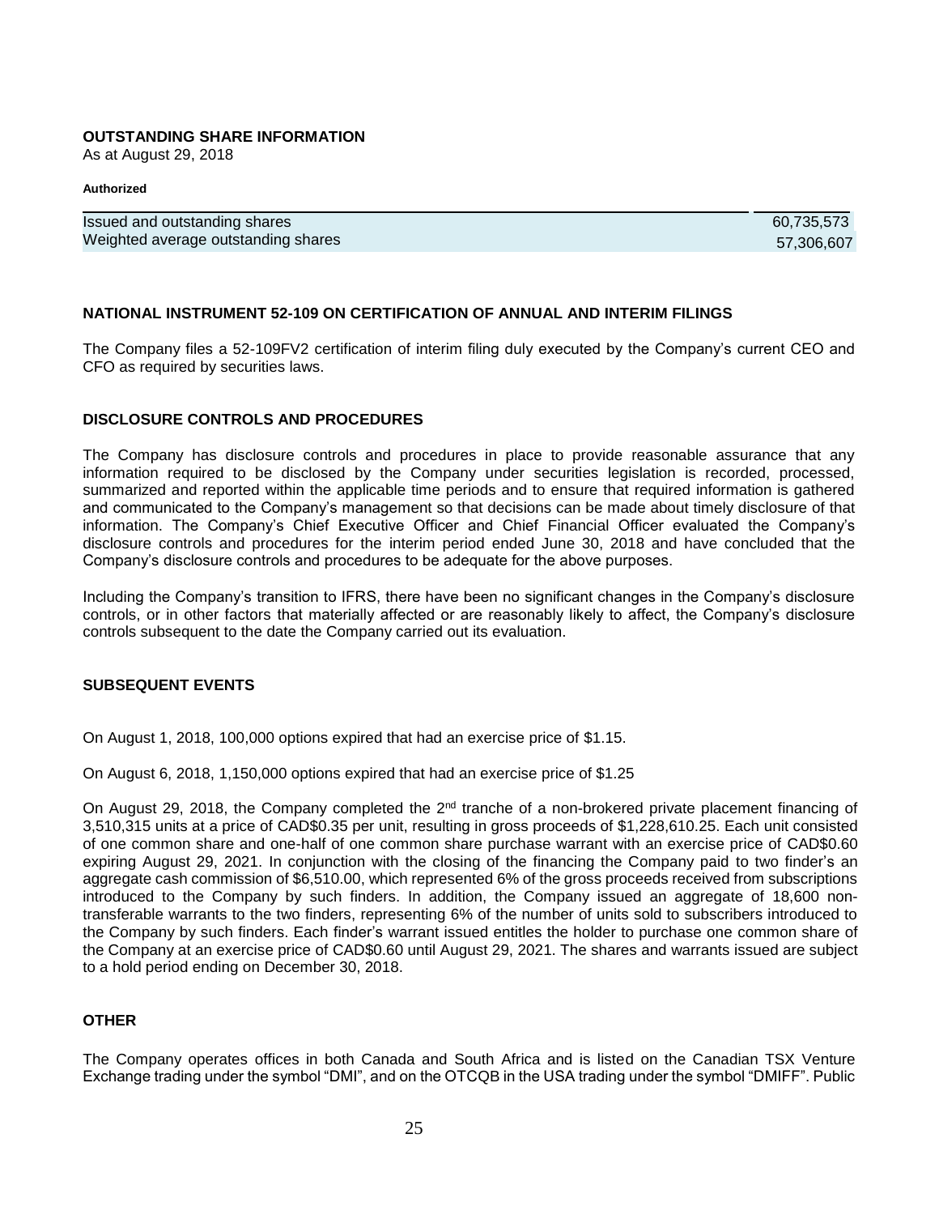## OUTSTANDING SHARE INFORMATION

As at August 29, 2018

**Authorized**

| | |
|---|---|
| Issued and outstanding shares | 60,735,573 |
| Weighted average outstanding shares | 57,306,607 |

## NATIONAL INSTRUMENT 52-109 ON CERTIFICATION OF ANNUAL AND INTERIM FILINGS

The Company files a 52-109FV2 certification of interim filing duly executed by the Company's current CEO and CFO as required by securities laws.

## DISCLOSURE CONTROLS AND PROCEDURES

The Company has disclosure controls and procedures in place to provide reasonable assurance that any information required to be disclosed by the Company under securities legislation is recorded, processed, summarized and reported within the applicable time periods and to ensure that required information is gathered and communicated to the Company's management so that decisions can be made about timely disclosure of that information. The Company's Chief Executive Officer and Chief Financial Officer evaluated the Company's disclosure controls and procedures for the interim period ended June 30, 2018 and have concluded that the Company's disclosure controls and procedures to be adequate for the above purposes.

Including the Company's transition to IFRS, there have been no significant changes in the Company's disclosure controls, or in other factors that materially affected or are reasonably likely to affect, the Company's disclosure controls subsequent to the date the Company carried out its evaluation.

## SUBSEQUENT EVENTS

On August 1, 2018, 100,000 options expired that had an exercise price of $1.15.

On August 6, 2018, 1,150,000 options expired that had an exercise price of $1.25

On August 29, 2018, the Company completed the 2nd tranche of a non-brokered private placement financing of 3,510,315 units at a price of CAD$0.35 per unit, resulting in gross proceeds of $1,228,610.25. Each unit consisted of one common share and one-half of one common share purchase warrant with an exercise price of CAD$0.60 expiring August 29, 2021. In conjunction with the closing of the financing the Company paid to two finder's an aggregate cash commission of $6,510.00, which represented 6% of the gross proceeds received from subscriptions introduced to the Company by such finders. In addition, the Company issued an aggregate of 18,600 non-transferable warrants to the two finders, representing 6% of the number of units sold to subscribers introduced to the Company by such finders. Each finder's warrant issued entitles the holder to purchase one common share of the Company at an exercise price of CAD$0.60 until August 29, 2021. The shares and warrants issued are subject to a hold period ending on December 30, 2018.

## OTHER

The Company operates offices in both Canada and South Africa and is listed on the Canadian TSX Venture Exchange trading under the symbol "DMI", and on the OTCQB in the USA trading under the symbol "DMIFF". Public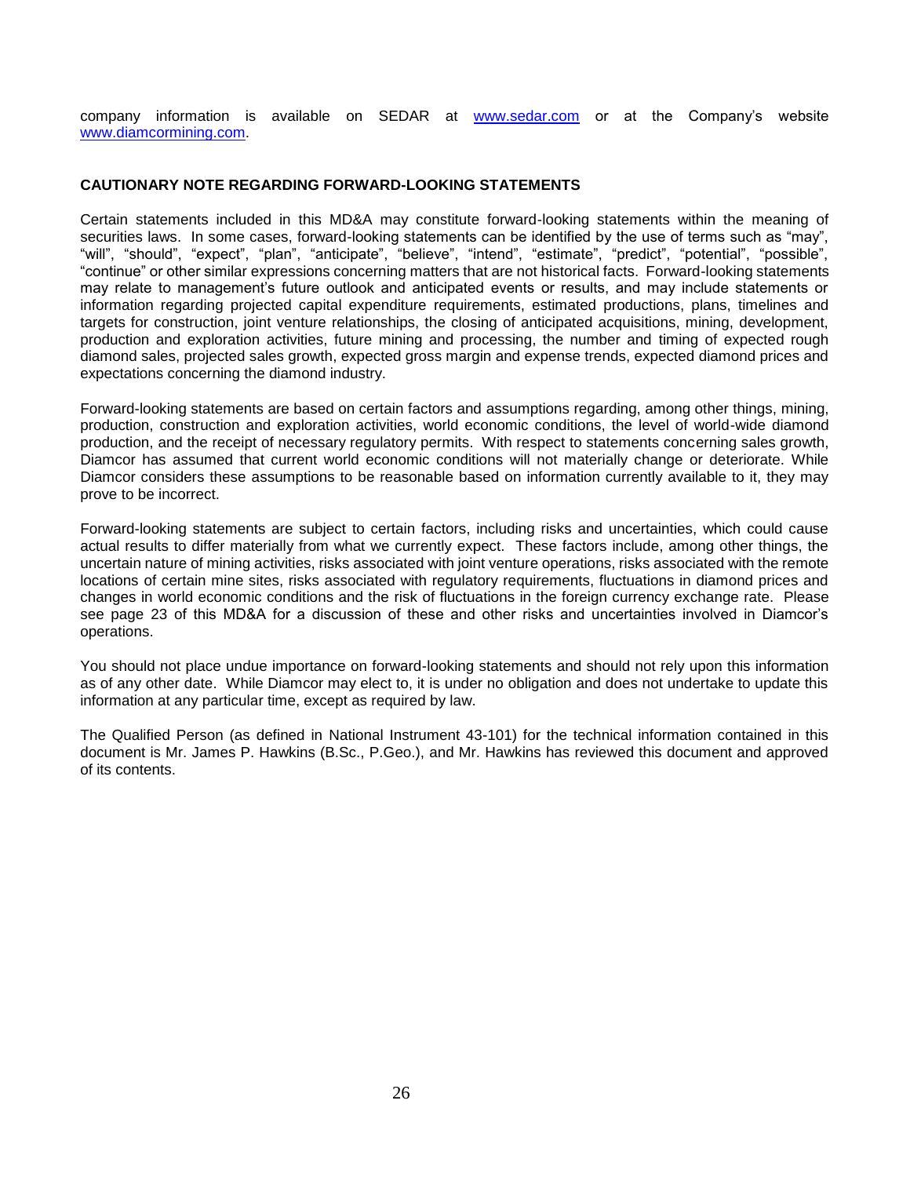company information is available on SEDAR at [www.sedar.com](http://www.sedar.com) or at the Company's website [www.diamcormining.com](http://www.diamcormining.com).

**CAUTIONARY NOTE REGARDING FORWARD-LOOKING STATEMENTS**

Certain statements included in this MD&A may constitute forward-looking statements within the meaning of securities laws. In some cases, forward-looking statements can be identified by the use of terms such as "may", "will", "should", "expect", "plan", "anticipate", "believe", "intend", "estimate", "predict", "potential", "possible", "continue" or other similar expressions concerning matters that are not historical facts. Forward-looking statements may relate to management's future outlook and anticipated events or results, and may include statements or information regarding projected capital expenditure requirements, estimated productions, plans, timelines and targets for construction, joint venture relationships, the closing of anticipated acquisitions, mining, development, production and exploration activities, future mining and processing, the number and timing of expected rough diamond sales, projected sales growth, expected gross margin and expense trends, expected diamond prices and expectations concerning the diamond industry.

Forward-looking statements are based on certain factors and assumptions regarding, among other things, mining, production, construction and exploration activities, world economic conditions, the level of world-wide diamond production, and the receipt of necessary regulatory permits. With respect to statements concerning sales growth, Diamcor has assumed that current world economic conditions will not materially change or deteriorate. While Diamcor considers these assumptions to be reasonable based on information currently available to it, they may prove to be incorrect.

Forward-looking statements are subject to certain factors, including risks and uncertainties, which could cause actual results to differ materially from what we currently expect. These factors include, among other things, the uncertain nature of mining activities, risks associated with joint venture operations, risks associated with the remote locations of certain mine sites, risks associated with regulatory requirements, fluctuations in diamond prices and changes in world economic conditions and the risk of fluctuations in the foreign currency exchange rate. Please see page 23 of this MD&A for a discussion of these and other risks and uncertainties involved in Diamcor's operations.

You should not place undue importance on forward-looking statements and should not rely upon this information as of any other date. While Diamcor may elect to, it is under no obligation and does not undertake to update this information at any particular time, except as required by law.

The Qualified Person (as defined in National Instrument 43-101) for the technical information contained in this document is Mr. James P. Hawkins (B.Sc., P.Geo.), and Mr. Hawkins has reviewed this document and approved of its contents.